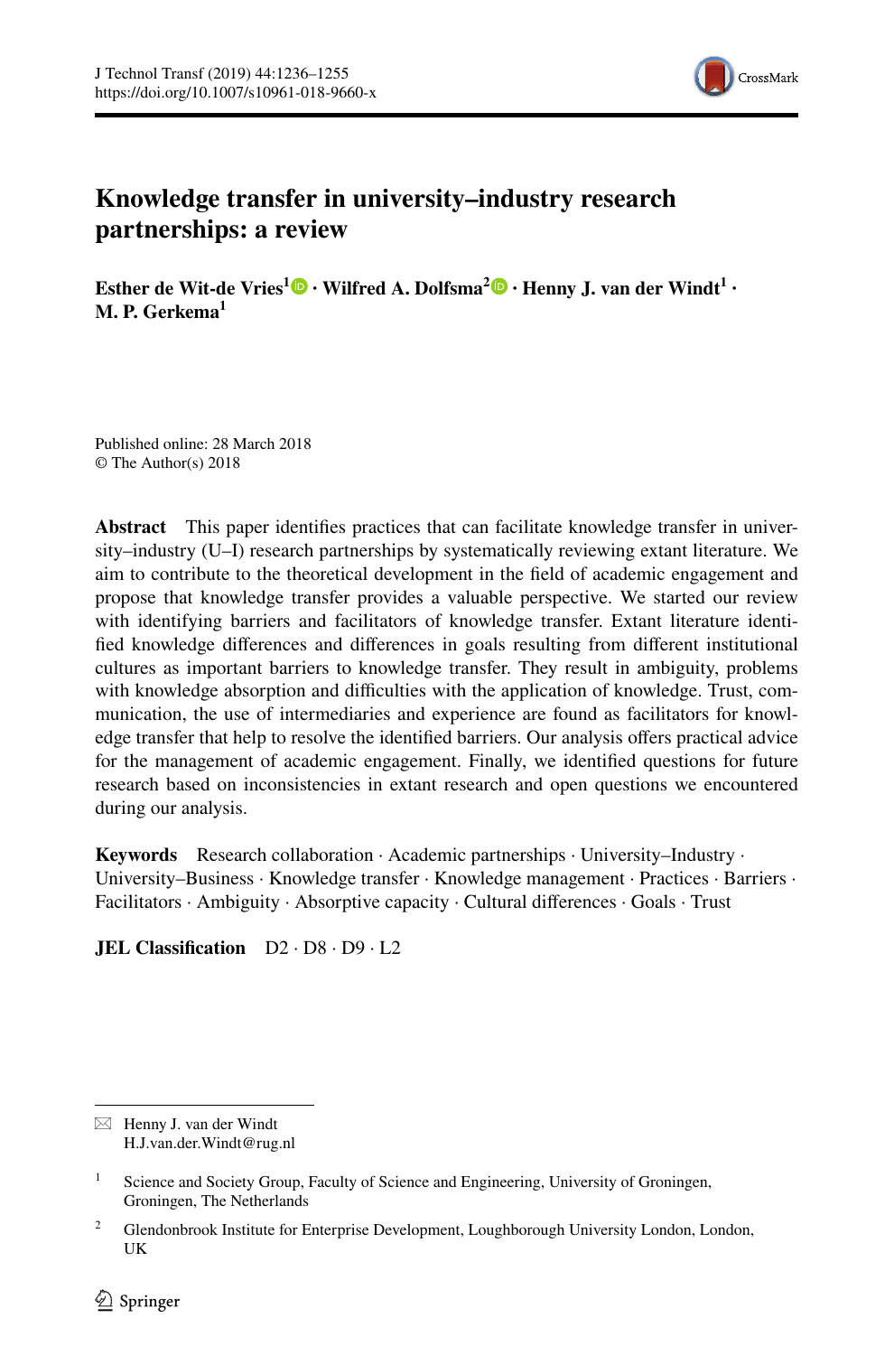# Knowledge transfer in university–industry research partnerships: a review

**Esther de Wit-de Vries[1] · Wilfred A. Dolfsma[2] · Henny J. van der Windt[1] · M. P. Gerkema[1]**

Published online: 28 March 2018
© The Author(s) 2018

**Abstract** This paper identifies practices that can facilitate knowledge transfer in university–industry (U–I) research partnerships by systematically reviewing extant literature. We aim to contribute to the theoretical development in the field of academic engagement and propose that knowledge transfer provides a valuable perspective. We started our review with identifying barriers and facilitators of knowledge transfer. Extant literature identified knowledge differences and differences in goals resulting from different institutional cultures as important barriers to knowledge transfer. They result in ambiguity, problems with knowledge absorption and difficulties with the application of knowledge. Trust, communication, the use of intermediaries and experience are found as facilitators for knowledge transfer that help to resolve the identified barriers. Our analysis offers practical advice for the management of academic engagement. Finally, we identified questions for future research based on inconsistencies in extant research and open questions we encountered during our analysis.

**Keywords** Research collaboration · Academic partnerships · University–Industry · University–Business · Knowledge transfer · Knowledge management · Practices · Barriers · Facilitators · Ambiguity · Absorptive capacity · Cultural differences · Goals · Trust

**JEL Classification** D2 · D8 · D9 · L2

---

✉ Henny J. van der Windt
H.J.van.der.Windt@rug.nl

[1] Science and Society Group, Faculty of Science and Engineering, University of Groningen, Groningen, The Netherlands

[2] Glendonbrook Institute for Enterprise Development, Loughborough University London, London, UK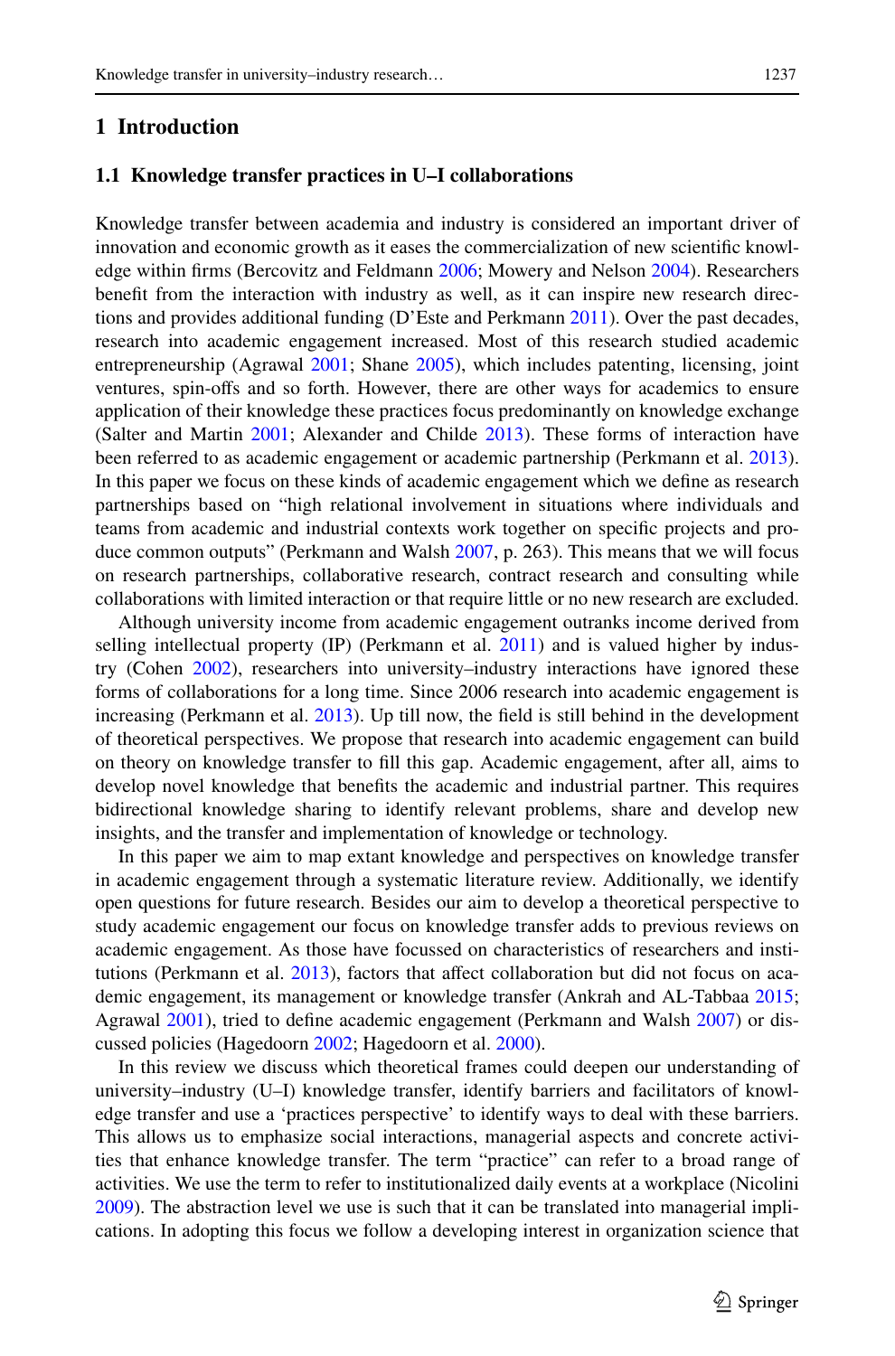# 1 Introduction

## 1.1 Knowledge transfer practices in U–I collaborations

Knowledge transfer between academia and industry is considered an important driver of innovation and economic growth as it eases the commercialization of new scientific knowledge within firms (Bercovitz and Feldmann 2006; Mowery and Nelson 2004). Researchers benefit from the interaction with industry as well, as it can inspire new research directions and provides additional funding (D'Este and Perkmann 2011). Over the past decades, research into academic engagement increased. Most of this research studied academic entrepreneurship (Agrawal 2001; Shane 2005), which includes patenting, licensing, joint ventures, spin-offs and so forth. However, there are other ways for academics to ensure application of their knowledge these practices focus predominantly on knowledge exchange (Salter and Martin 2001; Alexander and Childe 2013). These forms of interaction have been referred to as academic engagement or academic partnership (Perkmann et al. 2013). In this paper we focus on these kinds of academic engagement which we define as research partnerships based on "high relational involvement in situations where individuals and teams from academic and industrial contexts work together on specific projects and produce common outputs" (Perkmann and Walsh 2007, p. 263). This means that we will focus on research partnerships, collaborative research, contract research and consulting while collaborations with limited interaction or that require little or no new research are excluded.

Although university income from academic engagement outranks income derived from selling intellectual property (IP) (Perkmann et al. 2011) and is valued higher by industry (Cohen 2002), researchers into university–industry interactions have ignored these forms of collaborations for a long time. Since 2006 research into academic engagement is increasing (Perkmann et al. 2013). Up till now, the field is still behind in the development of theoretical perspectives. We propose that research into academic engagement can build on theory on knowledge transfer to fill this gap. Academic engagement, after all, aims to develop novel knowledge that benefits the academic and industrial partner. This requires bidirectional knowledge sharing to identify relevant problems, share and develop new insights, and the transfer and implementation of knowledge or technology.

In this paper we aim to map extant knowledge and perspectives on knowledge transfer in academic engagement through a systematic literature review. Additionally, we identify open questions for future research. Besides our aim to develop a theoretical perspective to study academic engagement our focus on knowledge transfer adds to previous reviews on academic engagement. As those have focussed on characteristics of researchers and institutions (Perkmann et al. 2013), factors that affect collaboration but did not focus on academic engagement, its management or knowledge transfer (Ankrah and AL-Tabbaa 2015; Agrawal 2001), tried to define academic engagement (Perkmann and Walsh 2007) or discussed policies (Hagedoorn 2002; Hagedoorn et al. 2000).

In this review we discuss which theoretical frames could deepen our understanding of university–industry (U–I) knowledge transfer, identify barriers and facilitators of knowledge transfer and use a 'practices perspective' to identify ways to deal with these barriers. This allows us to emphasize social interactions, managerial aspects and concrete activities that enhance knowledge transfer. The term "practice" can refer to a broad range of activities. We use the term to refer to institutionalized daily events at a workplace (Nicolini 2009). The abstraction level we use is such that it can be translated into managerial implications. In adopting this focus we follow a developing interest in organization science that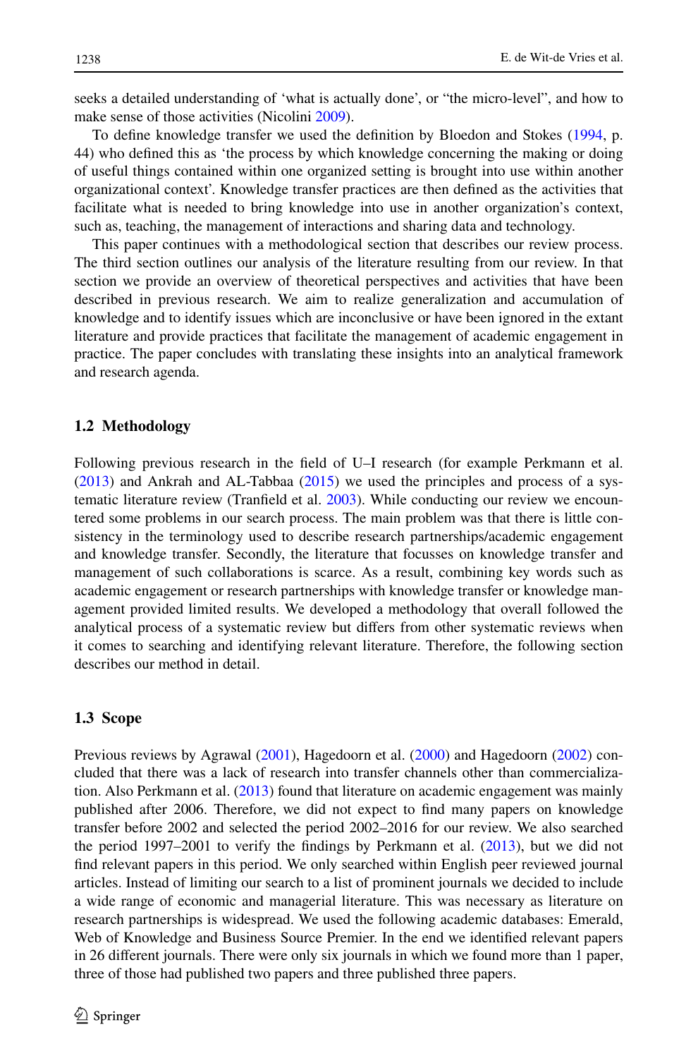seeks a detailed understanding of 'what is actually done', or "the micro-level", and how to make sense of those activities (Nicolini 2009).

To define knowledge transfer we used the definition by Bloedon and Stokes (1994, p. 44) who defined this as 'the process by which knowledge concerning the making or doing of useful things contained within one organized setting is brought into use within another organizational context'. Knowledge transfer practices are then defined as the activities that facilitate what is needed to bring knowledge into use in another organization's context, such as, teaching, the management of interactions and sharing data and technology.

This paper continues with a methodological section that describes our review process. The third section outlines our analysis of the literature resulting from our review. In that section we provide an overview of theoretical perspectives and activities that have been described in previous research. We aim to realize generalization and accumulation of knowledge and to identify issues which are inconclusive or have been ignored in the extant literature and provide practices that facilitate the management of academic engagement in practice. The paper concludes with translating these insights into an analytical framework and research agenda.

### 1.2 Methodology

Following previous research in the field of U–I research (for example Perkmann et al. (2013) and Ankrah and AL-Tabbaa (2015) we used the principles and process of a systematic literature review (Tranfield et al. 2003). While conducting our review we encountered some problems in our search process. The main problem was that there is little consistency in the terminology used to describe research partnerships/academic engagement and knowledge transfer. Secondly, the literature that focusses on knowledge transfer and management of such collaborations is scarce. As a result, combining key words such as academic engagement or research partnerships with knowledge transfer or knowledge management provided limited results. We developed a methodology that overall followed the analytical process of a systematic review but differs from other systematic reviews when it comes to searching and identifying relevant literature. Therefore, the following section describes our method in detail.

### 1.3 Scope

Previous reviews by Agrawal (2001), Hagedoorn et al. (2000) and Hagedoorn (2002) concluded that there was a lack of research into transfer channels other than commercialization. Also Perkmann et al. (2013) found that literature on academic engagement was mainly published after 2006. Therefore, we did not expect to find many papers on knowledge transfer before 2002 and selected the period 2002–2016 for our review. We also searched the period 1997–2001 to verify the findings by Perkmann et al. (2013), but we did not find relevant papers in this period. We only searched within English peer reviewed journal articles. Instead of limiting our search to a list of prominent journals we decided to include a wide range of economic and managerial literature. This was necessary as literature on research partnerships is widespread. We used the following academic databases: Emerald, Web of Knowledge and Business Source Premier. In the end we identified relevant papers in 26 different journals. There were only six journals in which we found more than 1 paper, three of those had published two papers and three published three papers.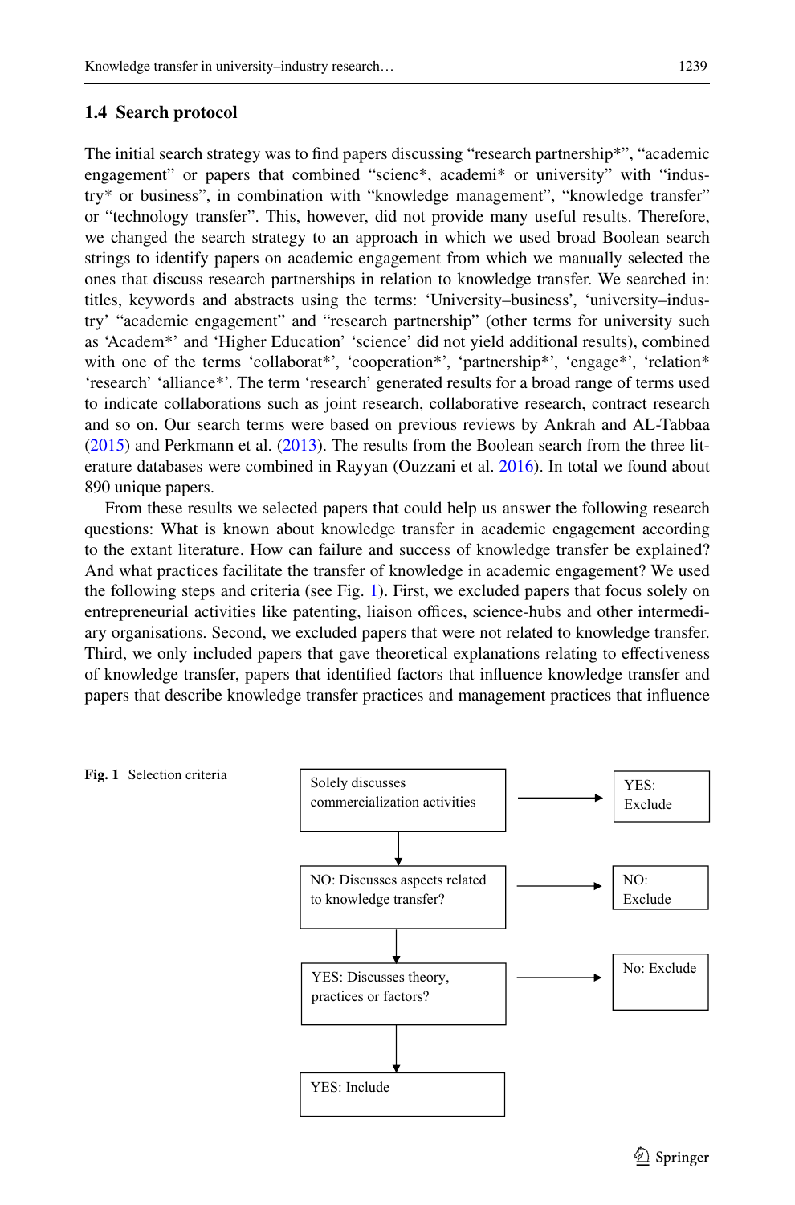### 1.4 Search protocol

The initial search strategy was to find papers discussing "research partnership*", "academic engagement" or papers that combined "scienc*, academi* or university" with "industry* or business", in combination with "knowledge management", "knowledge transfer" or "technology transfer". This, however, did not provide many useful results. Therefore, we changed the search strategy to an approach in which we used broad Boolean search strings to identify papers on academic engagement from which we manually selected the ones that discuss research partnerships in relation to knowledge transfer. We searched in: titles, keywords and abstracts using the terms: 'University–business', 'university–industry' "academic engagement" and "research partnership" (other terms for university such as 'Academ*' and 'Higher Education' 'science' did not yield additional results), combined with one of the terms 'collaborat*', 'cooperation*', 'partnership*', 'engage*', 'relation*' 'research' 'alliance*'. The term 'research' generated results for a broad range of terms used to indicate collaborations such as joint research, collaborative research, contract research and so on. Our search terms were based on previous reviews by Ankrah and AL-Tabbaa (2015) and Perkmann et al. (2013). The results from the Boolean search from the three literature databases were combined in Rayyan (Ouzzani et al. 2016). In total we found about 890 unique papers.

From these results we selected papers that could help us answer the following research questions: What is known about knowledge transfer in academic engagement according to the extant literature. How can failure and success of knowledge transfer be explained? And what practices facilitate the transfer of knowledge in academic engagement? We used the following steps and criteria (see Fig. 1). First, we excluded papers that focus solely on entrepreneurial activities like patenting, liaison offices, science-hubs and other intermediary organisations. Second, we excluded papers that were not related to knowledge transfer. Third, we only included papers that gave theoretical explanations relating to effectiveness of knowledge transfer, papers that identified factors that influence knowledge transfer and papers that describe knowledge transfer practices and management practices that influence

Solely discusses commercialization activities → YES: Exclude

NO: Discusses aspects related to knowledge transfer? → NO: Exclude

YES: Discusses theory, practices or factors? → No: Exclude

YES: Include

**Fig. 1** Selection criteria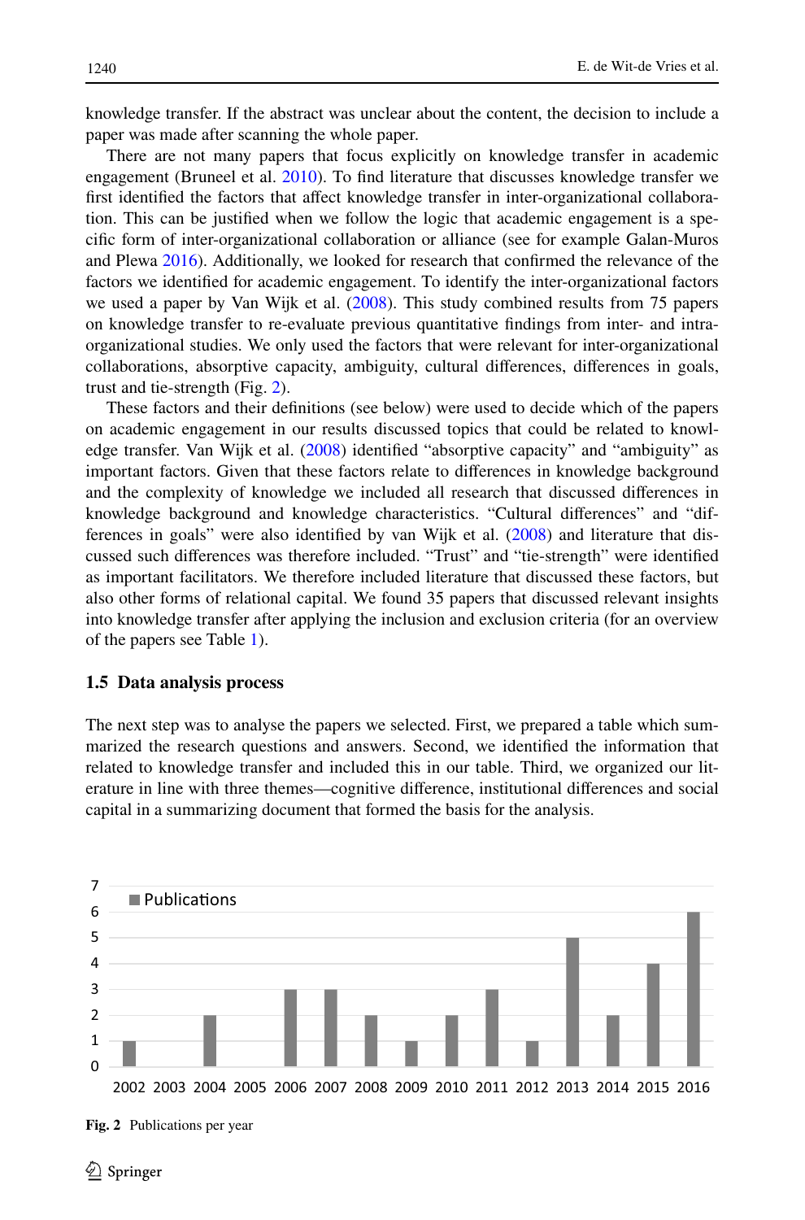knowledge transfer. If the abstract was unclear about the content, the decision to include a paper was made after scanning the whole paper.

There are not many papers that focus explicitly on knowledge transfer in academic engagement (Bruneel et al. 2010). To find literature that discusses knowledge transfer we first identified the factors that affect knowledge transfer in inter-organizational collaboration. This can be justified when we follow the logic that academic engagement is a specific form of inter-organizational collaboration or alliance (see for example Galan-Muros and Plewa 2016). Additionally, we looked for research that confirmed the relevance of the factors we identified for academic engagement. To identify the inter-organizational factors we used a paper by Van Wijk et al. (2008). This study combined results from 75 papers on knowledge transfer to re-evaluate previous quantitative findings from inter- and intra-organizational studies. We only used the factors that were relevant for inter-organizational collaborations, absorptive capacity, ambiguity, cultural differences, differences in goals, trust and tie-strength (Fig. 2).

These factors and their definitions (see below) were used to decide which of the papers on academic engagement in our results discussed topics that could be related to knowledge transfer. Van Wijk et al. (2008) identified "absorptive capacity" and "ambiguity" as important factors. Given that these factors relate to differences in knowledge background and the complexity of knowledge we included all research that discussed differences in knowledge background and knowledge characteristics. "Cultural differences" and "differences in goals" were also identified by van Wijk et al. (2008) and literature that discussed such differences was therefore included. "Trust" and "tie-strength" were identified as important facilitators. We therefore included literature that discussed these factors, but also other forms of relational capital. We found 35 papers that discussed relevant insights into knowledge transfer after applying the inclusion and exclusion criteria (for an overview of the papers see Table 1).

### 1.5 Data analysis process

The next step was to analyse the papers we selected. First, we prepared a table which summarized the research questions and answers. Second, we identified the information that related to knowledge transfer and included this in our table. Third, we organized our literature in line with three themes—cognitive difference, institutional differences and social capital in a summarizing document that formed the basis for the analysis.

| Year | Publications |
|---|---|
| 2002 | 1 |
| 2003 | 0 |
| 2004 | 2 |
| 2005 | 0 |
| 2006 | 3 |
| 2007 | 3 |
| 2008 | 2 |
| 2009 | 1 |
| 2010 | 2 |
| 2011 | 3 |
| 2012 | 1 |
| 2013 | 5 |
| 2014 | 2 |
| 2015 | 4 |
| 2016 | 6 |

**Fig. 2** Publications per year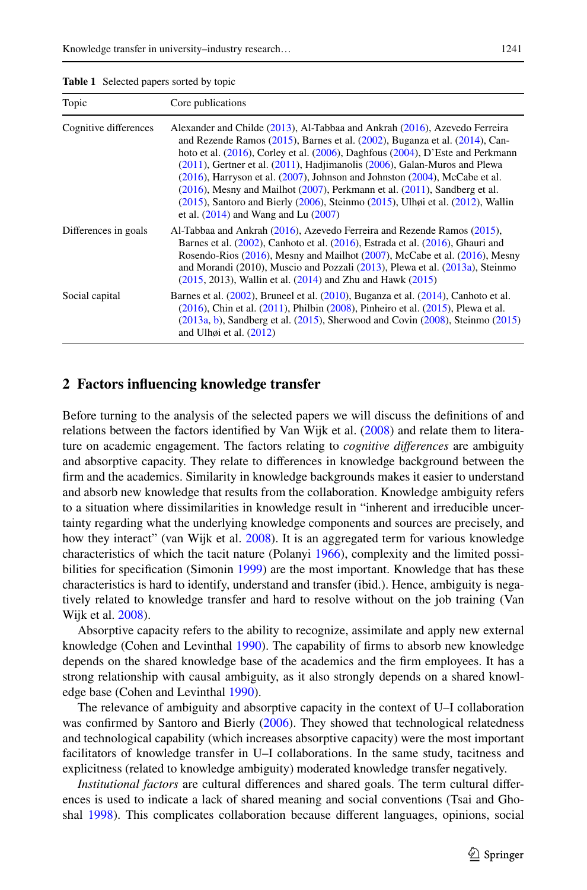**Table 1** Selected papers sorted by topic

| Topic | Core publications |
|---|---|
| Cognitive differences | Alexander and Childe (2013), Al-Tabbaa and Ankrah (2016), Azevedo Ferreira and Rezende Ramos (2015), Barnes et al. (2002), Buganza et al. (2014), Canhoto et al. (2016), Corley et al. (2006), Daghfous (2004), D'Este and Perkmann (2011), Gertner et al. (2011), Hadjimanolis (2006), Galan-Muros and Plewa (2016), Harryson et al. (2007), Johnson and Johnston (2004), McCabe et al. (2016), Mesny and Mailhot (2007), Perkmann et al. (2011), Sandberg et al. (2015), Santoro and Bierly (2006), Steinmo (2015), Ulhøi et al. (2012), Wallin et al. (2014) and Wang and Lu (2007) |
| Differences in goals | Al-Tabbaa and Ankrah (2016), Azevedo Ferreira and Rezende Ramos (2015), Barnes et al. (2002), Canhoto et al. (2016), Estrada et al. (2016), Ghauri and Rosendo-Rios (2016), Mesny and Mailhot (2007), McCabe et al. (2016), Mesny and Morandi (2010), Muscio and Pozzali (2013), Plewa et al. (2013a), Steinmo (2015, 2013), Wallin et al. (2014) and Zhu and Hawk (2015) |
| Social capital | Barnes et al. (2002), Bruneel et al. (2010), Buganza et al. (2014), Canhoto et al. (2016), Chin et al. (2011), Philbin (2008), Pinheiro et al. (2015), Plewa et al. (2013a, b), Sandberg et al. (2015), Sherwood and Covin (2008), Steinmo (2015) and Ulhøi et al. (2012) |

## 2 Factors influencing knowledge transfer

Before turning to the analysis of the selected papers we will discuss the definitions of and relations between the factors identified by Van Wijk et al. (2008) and relate them to literature on academic engagement. The factors relating to *cognitive differences* are ambiguity and absorptive capacity. They relate to differences in knowledge background between the firm and the academics. Similarity in knowledge backgrounds makes it easier to understand and absorb new knowledge that results from the collaboration. Knowledge ambiguity refers to a situation where dissimilarities in knowledge result in "inherent and irreducible uncertainty regarding what the underlying knowledge components and sources are precisely, and how they interact" (van Wijk et al. 2008). It is an aggregated term for various knowledge characteristics of which the tacit nature (Polanyi 1966), complexity and the limited possibilities for specification (Simonin 1999) are the most important. Knowledge that has these characteristics is hard to identify, understand and transfer (ibid.). Hence, ambiguity is negatively related to knowledge transfer and hard to resolve without on the job training (Van Wijk et al. 2008).

Absorptive capacity refers to the ability to recognize, assimilate and apply new external knowledge (Cohen and Levinthal 1990). The capability of firms to absorb new knowledge depends on the shared knowledge base of the academics and the firm employees. It has a strong relationship with causal ambiguity, as it also strongly depends on a shared knowledge base (Cohen and Levinthal 1990).

The relevance of ambiguity and absorptive capacity in the context of U–I collaboration was confirmed by Santoro and Bierly (2006). They showed that technological relatedness and technological capability (which increases absorptive capacity) were the most important facilitators of knowledge transfer in U–I collaborations. In the same study, tacitness and explicitness (related to knowledge ambiguity) moderated knowledge transfer negatively.

*Institutional factors* are cultural differences and shared goals. The term cultural differences is used to indicate a lack of shared meaning and social conventions (Tsai and Ghoshal 1998). This complicates collaboration because different languages, opinions, social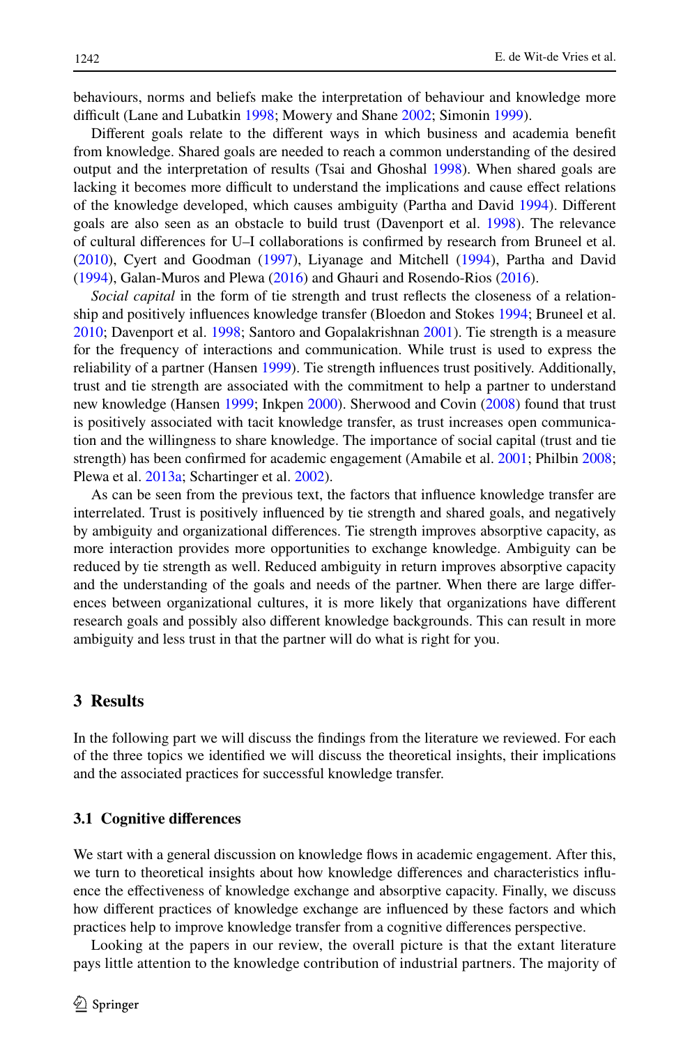behaviours, norms and beliefs make the interpretation of behaviour and knowledge more difficult (Lane and Lubatkin 1998; Mowery and Shane 2002; Simonin 1999).

Different goals relate to the different ways in which business and academia benefit from knowledge. Shared goals are needed to reach a common understanding of the desired output and the interpretation of results (Tsai and Ghoshal 1998). When shared goals are lacking it becomes more difficult to understand the implications and cause effect relations of the knowledge developed, which causes ambiguity (Partha and David 1994). Different goals are also seen as an obstacle to build trust (Davenport et al. 1998). The relevance of cultural differences for U–I collaborations is confirmed by research from Bruneel et al. (2010), Cyert and Goodman (1997), Liyanage and Mitchell (1994), Partha and David (1994), Galan-Muros and Plewa (2016) and Ghauri and Rosendo-Rios (2016).

*Social capital* in the form of tie strength and trust reflects the closeness of a relationship and positively influences knowledge transfer (Bloedon and Stokes 1994; Bruneel et al. 2010; Davenport et al. 1998; Santoro and Gopalakrishnan 2001). Tie strength is a measure for the frequency of interactions and communication. While trust is used to express the reliability of a partner (Hansen 1999). Tie strength influences trust positively. Additionally, trust and tie strength are associated with the commitment to help a partner to understand new knowledge (Hansen 1999; Inkpen 2000). Sherwood and Covin (2008) found that trust is positively associated with tacit knowledge transfer, as trust increases open communication and the willingness to share knowledge. The importance of social capital (trust and tie strength) has been confirmed for academic engagement (Amabile et al. 2001; Philbin 2008; Plewa et al. 2013a; Schartinger et al. 2002).

As can be seen from the previous text, the factors that influence knowledge transfer are interrelated. Trust is positively influenced by tie strength and shared goals, and negatively by ambiguity and organizational differences. Tie strength improves absorptive capacity, as more interaction provides more opportunities to exchange knowledge. Ambiguity can be reduced by tie strength as well. Reduced ambiguity in return improves absorptive capacity and the understanding of the goals and needs of the partner. When there are large differences between organizational cultures, it is more likely that organizations have different research goals and possibly also different knowledge backgrounds. This can result in more ambiguity and less trust in that the partner will do what is right for you.

## 3 Results

In the following part we will discuss the findings from the literature we reviewed. For each of the three topics we identified we will discuss the theoretical insights, their implications and the associated practices for successful knowledge transfer.

### 3.1 Cognitive differences

We start with a general discussion on knowledge flows in academic engagement. After this, we turn to theoretical insights about how knowledge differences and characteristics influence the effectiveness of knowledge exchange and absorptive capacity. Finally, we discuss how different practices of knowledge exchange are influenced by these factors and which practices help to improve knowledge transfer from a cognitive differences perspective.

Looking at the papers in our review, the overall picture is that the extant literature pays little attention to the knowledge contribution of industrial partners. The majority of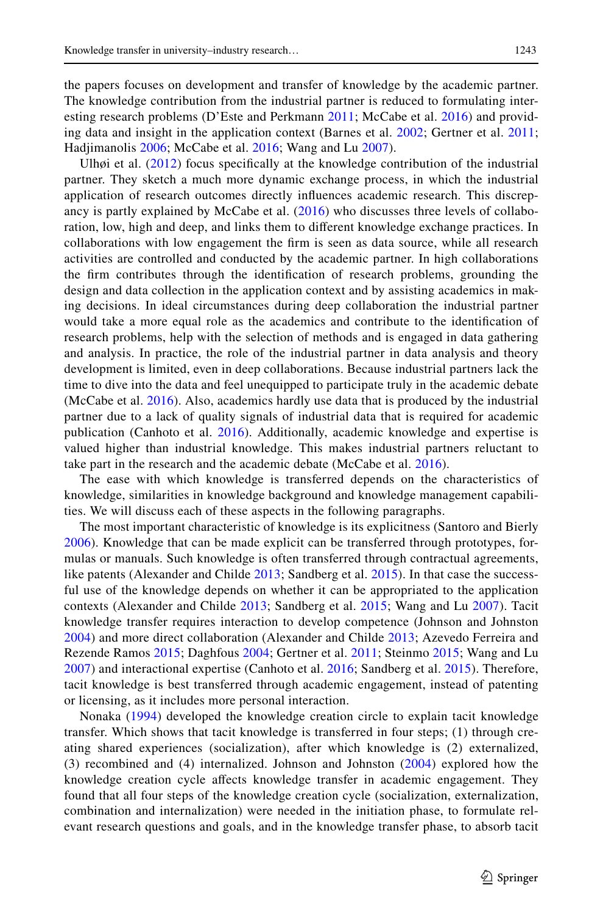the papers focuses on development and transfer of knowledge by the academic partner. The knowledge contribution from the industrial partner is reduced to formulating interesting research problems (D'Este and Perkmann 2011; McCabe et al. 2016) and providing data and insight in the application context (Barnes et al. 2002; Gertner et al. 2011; Hadjimanolis 2006; McCabe et al. 2016; Wang and Lu 2007).

Ulhøi et al. (2012) focus specifically at the knowledge contribution of the industrial partner. They sketch a much more dynamic exchange process, in which the industrial application of research outcomes directly influences academic research. This discrepancy is partly explained by McCabe et al. (2016) who discusses three levels of collaboration, low, high and deep, and links them to different knowledge exchange practices. In collaborations with low engagement the firm is seen as data source, while all research activities are controlled and conducted by the academic partner. In high collaborations the firm contributes through the identification of research problems, grounding the design and data collection in the application context and by assisting academics in making decisions. In ideal circumstances during deep collaboration the industrial partner would take a more equal role as the academics and contribute to the identification of research problems, help with the selection of methods and is engaged in data gathering and analysis. In practice, the role of the industrial partner in data analysis and theory development is limited, even in deep collaborations. Because industrial partners lack the time to dive into the data and feel unequipped to participate truly in the academic debate (McCabe et al. 2016). Also, academics hardly use data that is produced by the industrial partner due to a lack of quality signals of industrial data that is required for academic publication (Canhoto et al. 2016). Additionally, academic knowledge and expertise is valued higher than industrial knowledge. This makes industrial partners reluctant to take part in the research and the academic debate (McCabe et al. 2016).

The ease with which knowledge is transferred depends on the characteristics of knowledge, similarities in knowledge background and knowledge management capabilities. We will discuss each of these aspects in the following paragraphs.

The most important characteristic of knowledge is its explicitness (Santoro and Bierly 2006). Knowledge that can be made explicit can be transferred through prototypes, formulas or manuals. Such knowledge is often transferred through contractual agreements, like patents (Alexander and Childe 2013; Sandberg et al. 2015). In that case the successful use of the knowledge depends on whether it can be appropriated to the application contexts (Alexander and Childe 2013; Sandberg et al. 2015; Wang and Lu 2007). Tacit knowledge transfer requires interaction to develop competence (Johnson and Johnston 2004) and more direct collaboration (Alexander and Childe 2013; Azevedo Ferreira and Rezende Ramos 2015; Daghfous 2004; Gertner et al. 2011; Steinmo 2015; Wang and Lu 2007) and interactional expertise (Canhoto et al. 2016; Sandberg et al. 2015). Therefore, tacit knowledge is best transferred through academic engagement, instead of patenting or licensing, as it includes more personal interaction.

Nonaka (1994) developed the knowledge creation circle to explain tacit knowledge transfer. Which shows that tacit knowledge is transferred in four steps; (1) through creating shared experiences (socialization), after which knowledge is (2) externalized, (3) recombined and (4) internalized. Johnson and Johnston (2004) explored how the knowledge creation cycle affects knowledge transfer in academic engagement. They found that all four steps of the knowledge creation cycle (socialization, externalization, combination and internalization) were needed in the initiation phase, to formulate relevant research questions and goals, and in the knowledge transfer phase, to absorb tacit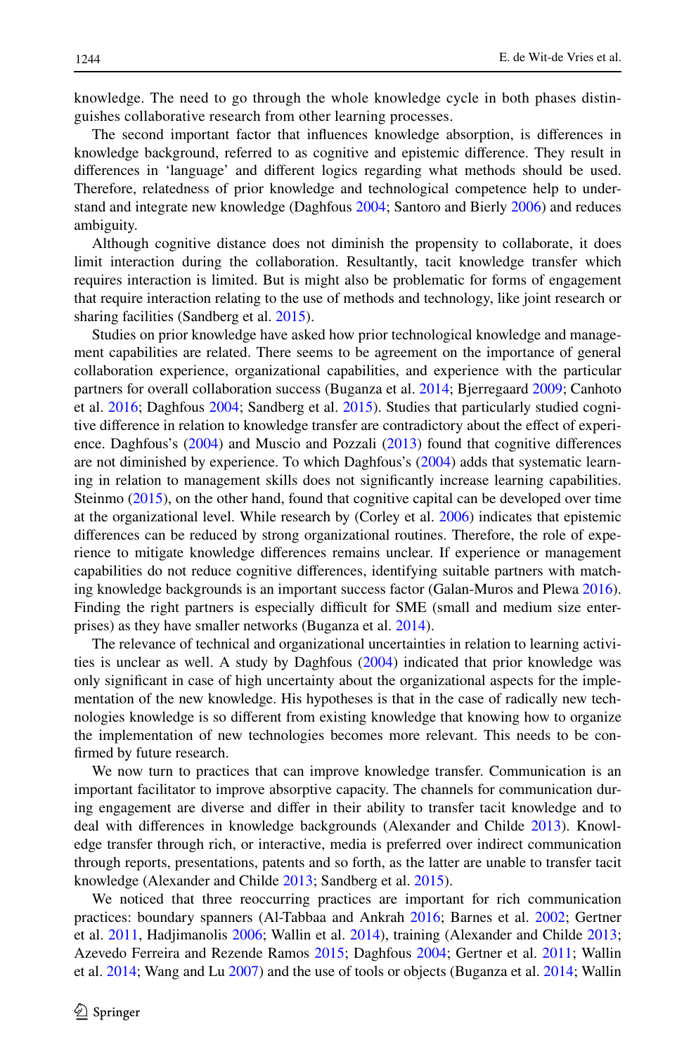knowledge. The need to go through the whole knowledge cycle in both phases distinguishes collaborative research from other learning processes.

The second important factor that influences knowledge absorption, is differences in knowledge background, referred to as cognitive and epistemic difference. They result in differences in 'language' and different logics regarding what methods should be used. Therefore, relatedness of prior knowledge and technological competence help to understand and integrate new knowledge (Daghfous 2004; Santoro and Bierly 2006) and reduces ambiguity.

Although cognitive distance does not diminish the propensity to collaborate, it does limit interaction during the collaboration. Resultantly, tacit knowledge transfer which requires interaction is limited. But is might also be problematic for forms of engagement that require interaction relating to the use of methods and technology, like joint research or sharing facilities (Sandberg et al. 2015).

Studies on prior knowledge have asked how prior technological knowledge and management capabilities are related. There seems to be agreement on the importance of general collaboration experience, organizational capabilities, and experience with the particular partners for overall collaboration success (Buganza et al. 2014; Bjerregaard 2009; Canhoto et al. 2016; Daghfous 2004; Sandberg et al. 2015). Studies that particularly studied cognitive difference in relation to knowledge transfer are contradictory about the effect of experience. Daghfous's (2004) and Muscio and Pozzali (2013) found that cognitive differences are not diminished by experience. To which Daghfous's (2004) adds that systematic learning in relation to management skills does not significantly increase learning capabilities. Steinmo (2015), on the other hand, found that cognitive capital can be developed over time at the organizational level. While research by (Corley et al. 2006) indicates that epistemic differences can be reduced by strong organizational routines. Therefore, the role of experience to mitigate knowledge differences remains unclear. If experience or management capabilities do not reduce cognitive differences, identifying suitable partners with matching knowledge backgrounds is an important success factor (Galan-Muros and Plewa 2016). Finding the right partners is especially difficult for SME (small and medium size enterprises) as they have smaller networks (Buganza et al. 2014).

The relevance of technical and organizational uncertainties in relation to learning activities is unclear as well. A study by Daghfous (2004) indicated that prior knowledge was only significant in case of high uncertainty about the organizational aspects for the implementation of the new knowledge. His hypotheses is that in the case of radically new technologies knowledge is so different from existing knowledge that knowing how to organize the implementation of new technologies becomes more relevant. This needs to be confirmed by future research.

We now turn to practices that can improve knowledge transfer. Communication is an important facilitator to improve absorptive capacity. The channels for communication during engagement are diverse and differ in their ability to transfer tacit knowledge and to deal with differences in knowledge backgrounds (Alexander and Childe 2013). Knowledge transfer through rich, or interactive, media is preferred over indirect communication through reports, presentations, patents and so forth, as the latter are unable to transfer tacit knowledge (Alexander and Childe 2013; Sandberg et al. 2015).

We noticed that three reoccurring practices are important for rich communication practices: boundary spanners (Al-Tabbaa and Ankrah 2016; Barnes et al. 2002; Gertner et al. 2011, Hadjimanolis 2006; Wallin et al. 2014), training (Alexander and Childe 2013; Azevedo Ferreira and Rezende Ramos 2015; Daghfous 2004; Gertner et al. 2011; Wallin et al. 2014; Wang and Lu 2007) and the use of tools or objects (Buganza et al. 2014; Wallin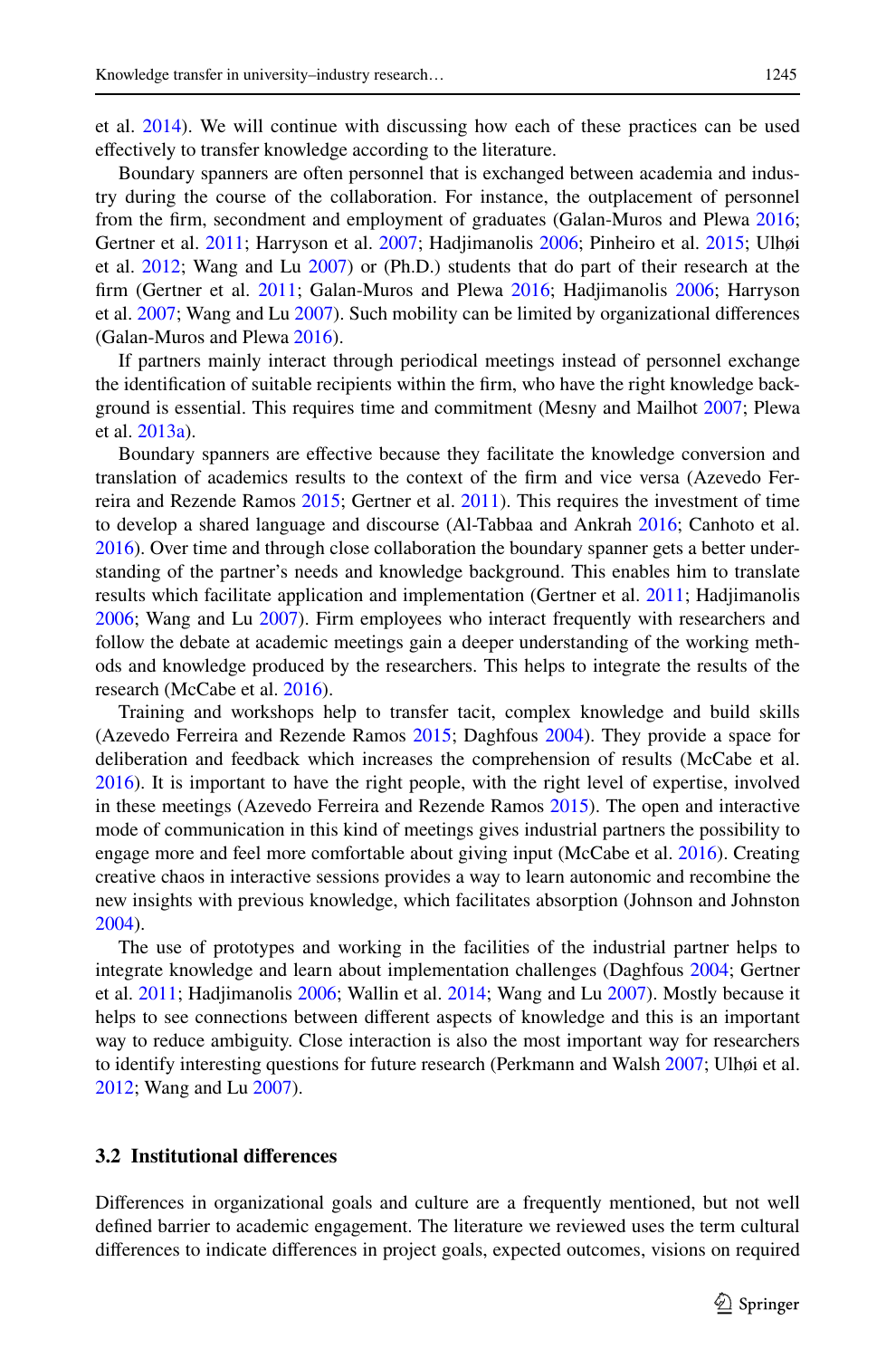et al. 2014). We will continue with discussing how each of these practices can be used effectively to transfer knowledge according to the literature.

Boundary spanners are often personnel that is exchanged between academia and industry during the course of the collaboration. For instance, the outplacement of personnel from the firm, secondment and employment of graduates (Galan-Muros and Plewa 2016; Gertner et al. 2011; Harryson et al. 2007; Hadjimanolis 2006; Pinheiro et al. 2015; Ulhøi et al. 2012; Wang and Lu 2007) or (Ph.D.) students that do part of their research at the firm (Gertner et al. 2011; Galan-Muros and Plewa 2016; Hadjimanolis 2006; Harryson et al. 2007; Wang and Lu 2007). Such mobility can be limited by organizational differences (Galan-Muros and Plewa 2016).

If partners mainly interact through periodical meetings instead of personnel exchange the identification of suitable recipients within the firm, who have the right knowledge background is essential. This requires time and commitment (Mesny and Mailhot 2007; Plewa et al. 2013a).

Boundary spanners are effective because they facilitate the knowledge conversion and translation of academics results to the context of the firm and vice versa (Azevedo Ferreira and Rezende Ramos 2015; Gertner et al. 2011). This requires the investment of time to develop a shared language and discourse (Al-Tabbaa and Ankrah 2016; Canhoto et al. 2016). Over time and through close collaboration the boundary spanner gets a better understanding of the partner's needs and knowledge background. This enables him to translate results which facilitate application and implementation (Gertner et al. 2011; Hadjimanolis 2006; Wang and Lu 2007). Firm employees who interact frequently with researchers and follow the debate at academic meetings gain a deeper understanding of the working methods and knowledge produced by the researchers. This helps to integrate the results of the research (McCabe et al. 2016).

Training and workshops help to transfer tacit, complex knowledge and build skills (Azevedo Ferreira and Rezende Ramos 2015; Daghfous 2004). They provide a space for deliberation and feedback which increases the comprehension of results (McCabe et al. 2016). It is important to have the right people, with the right level of expertise, involved in these meetings (Azevedo Ferreira and Rezende Ramos 2015). The open and interactive mode of communication in this kind of meetings gives industrial partners the possibility to engage more and feel more comfortable about giving input (McCabe et al. 2016). Creating creative chaos in interactive sessions provides a way to learn autonomic and recombine the new insights with previous knowledge, which facilitates absorption (Johnson and Johnston 2004).

The use of prototypes and working in the facilities of the industrial partner helps to integrate knowledge and learn about implementation challenges (Daghfous 2004; Gertner et al. 2011; Hadjimanolis 2006; Wallin et al. 2014; Wang and Lu 2007). Mostly because it helps to see connections between different aspects of knowledge and this is an important way to reduce ambiguity. Close interaction is also the most important way for researchers to identify interesting questions for future research (Perkmann and Walsh 2007; Ulhøi et al. 2012; Wang and Lu 2007).

### 3.2 Institutional differences

Differences in organizational goals and culture are a frequently mentioned, but not well defined barrier to academic engagement. The literature we reviewed uses the term cultural differences to indicate differences in project goals, expected outcomes, visions on required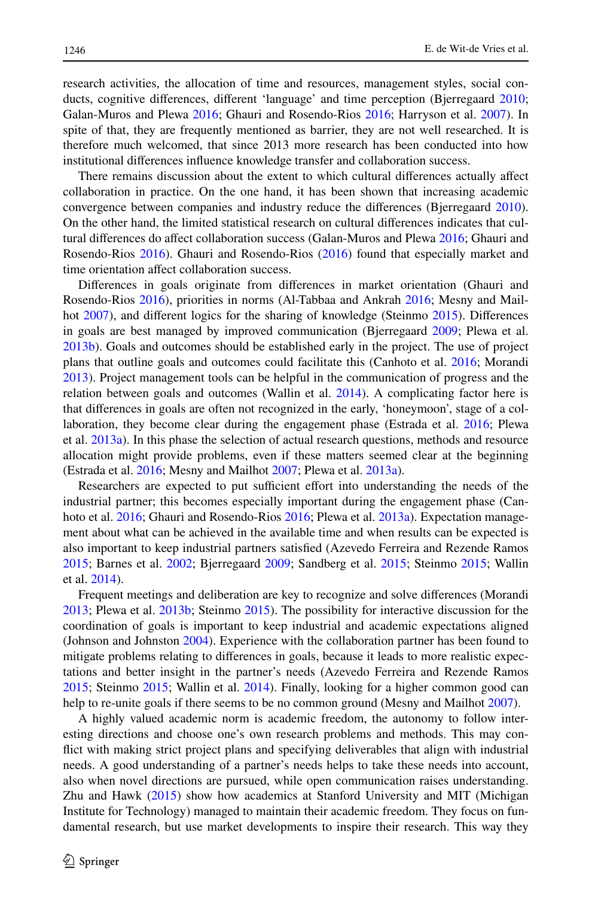research activities, the allocation of time and resources, management styles, social conducts, cognitive differences, different 'language' and time perception (Bjerregaard 2010; Galan-Muros and Plewa 2016; Ghauri and Rosendo-Rios 2016; Harryson et al. 2007). In spite of that, they are frequently mentioned as barrier, they are not well researched. It is therefore much welcomed, that since 2013 more research has been conducted into how institutional differences influence knowledge transfer and collaboration success.

There remains discussion about the extent to which cultural differences actually affect collaboration in practice. On the one hand, it has been shown that increasing academic convergence between companies and industry reduce the differences (Bjerregaard 2010). On the other hand, the limited statistical research on cultural differences indicates that cultural differences do affect collaboration success (Galan-Muros and Plewa 2016; Ghauri and Rosendo-Rios 2016). Ghauri and Rosendo-Rios (2016) found that especially market and time orientation affect collaboration success.

Differences in goals originate from differences in market orientation (Ghauri and Rosendo-Rios 2016), priorities in norms (Al-Tabbaa and Ankrah 2016; Mesny and Mailhot 2007), and different logics for the sharing of knowledge (Steinmo 2015). Differences in goals are best managed by improved communication (Bjerregaard 2009; Plewa et al. 2013b). Goals and outcomes should be established early in the project. The use of project plans that outline goals and outcomes could facilitate this (Canhoto et al. 2016; Morandi 2013). Project management tools can be helpful in the communication of progress and the relation between goals and outcomes (Wallin et al. 2014). A complicating factor here is that differences in goals are often not recognized in the early, 'honeymoon', stage of a collaboration, they become clear during the engagement phase (Estrada et al. 2016; Plewa et al. 2013a). In this phase the selection of actual research questions, methods and resource allocation might provide problems, even if these matters seemed clear at the beginning (Estrada et al. 2016; Mesny and Mailhot 2007; Plewa et al. 2013a).

Researchers are expected to put sufficient effort into understanding the needs of the industrial partner; this becomes especially important during the engagement phase (Canhoto et al. 2016; Ghauri and Rosendo-Rios 2016; Plewa et al. 2013a). Expectation management about what can be achieved in the available time and when results can be expected is also important to keep industrial partners satisfied (Azevedo Ferreira and Rezende Ramos 2015; Barnes et al. 2002; Bjerregaard 2009; Sandberg et al. 2015; Steinmo 2015; Wallin et al. 2014).

Frequent meetings and deliberation are key to recognize and solve differences (Morandi 2013; Plewa et al. 2013b; Steinmo 2015). The possibility for interactive discussion for the coordination of goals is important to keep industrial and academic expectations aligned (Johnson and Johnston 2004). Experience with the collaboration partner has been found to mitigate problems relating to differences in goals, because it leads to more realistic expectations and better insight in the partner's needs (Azevedo Ferreira and Rezende Ramos 2015; Steinmo 2015; Wallin et al. 2014). Finally, looking for a higher common good can help to re-unite goals if there seems to be no common ground (Mesny and Mailhot 2007).

A highly valued academic norm is academic freedom, the autonomy to follow interesting directions and choose one's own research problems and methods. This may conflict with making strict project plans and specifying deliverables that align with industrial needs. A good understanding of a partner's needs helps to take these needs into account, also when novel directions are pursued, while open communication raises understanding. Zhu and Hawk (2015) show how academics at Stanford University and MIT (Michigan Institute for Technology) managed to maintain their academic freedom. They focus on fundamental research, but use market developments to inspire their research. This way they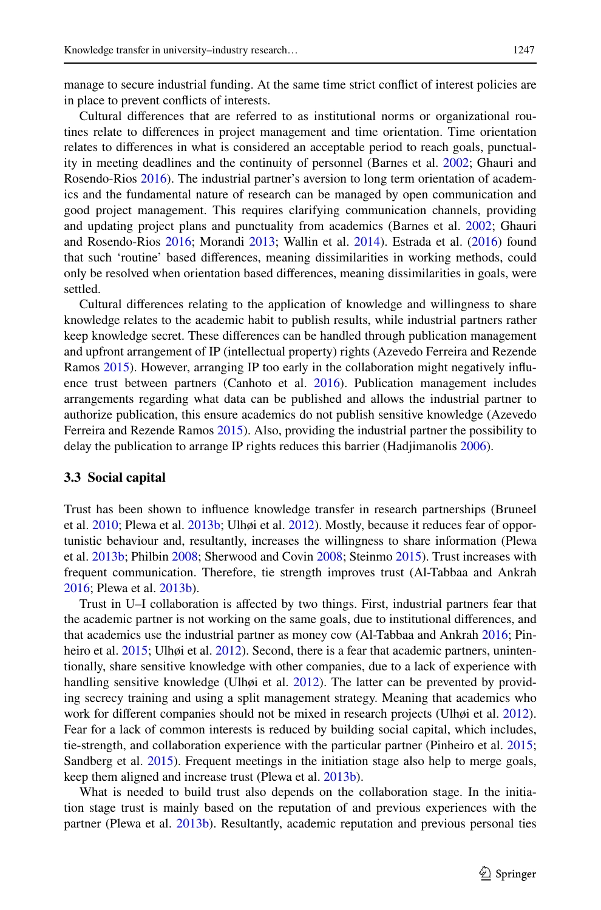manage to secure industrial funding. At the same time strict conflict of interest policies are in place to prevent conflicts of interests.

Cultural differences that are referred to as institutional norms or organizational routines relate to differences in project management and time orientation. Time orientation relates to differences in what is considered an acceptable period to reach goals, punctuality in meeting deadlines and the continuity of personnel (Barnes et al. 2002; Ghauri and Rosendo-Rios 2016). The industrial partner's aversion to long term orientation of academics and the fundamental nature of research can be managed by open communication and good project management. This requires clarifying communication channels, providing and updating project plans and punctuality from academics (Barnes et al. 2002; Ghauri and Rosendo-Rios 2016; Morandi 2013; Wallin et al. 2014). Estrada et al. (2016) found that such 'routine' based differences, meaning dissimilarities in working methods, could only be resolved when orientation based differences, meaning dissimilarities in goals, were settled.

Cultural differences relating to the application of knowledge and willingness to share knowledge relates to the academic habit to publish results, while industrial partners rather keep knowledge secret. These differences can be handled through publication management and upfront arrangement of IP (intellectual property) rights (Azevedo Ferreira and Rezende Ramos 2015). However, arranging IP too early in the collaboration might negatively influence trust between partners (Canhoto et al. 2016). Publication management includes arrangements regarding what data can be published and allows the industrial partner to authorize publication, this ensure academics do not publish sensitive knowledge (Azevedo Ferreira and Rezende Ramos 2015). Also, providing the industrial partner the possibility to delay the publication to arrange IP rights reduces this barrier (Hadjimanolis 2006).

### 3.3 Social capital

Trust has been shown to influence knowledge transfer in research partnerships (Bruneel et al. 2010; Plewa et al. 2013b; Ulhøi et al. 2012). Mostly, because it reduces fear of opportunistic behaviour and, resultantly, increases the willingness to share information (Plewa et al. 2013b; Philbin 2008; Sherwood and Covin 2008; Steinmo 2015). Trust increases with frequent communication. Therefore, tie strength improves trust (Al-Tabbaa and Ankrah 2016; Plewa et al. 2013b).

Trust in U–I collaboration is affected by two things. First, industrial partners fear that the academic partner is not working on the same goals, due to institutional differences, and that academics use the industrial partner as money cow (Al-Tabbaa and Ankrah 2016; Pinheiro et al. 2015; Ulhøi et al. 2012). Second, there is a fear that academic partners, unintentionally, share sensitive knowledge with other companies, due to a lack of experience with handling sensitive knowledge (Ulhøi et al. 2012). The latter can be prevented by providing secrecy training and using a split management strategy. Meaning that academics who work for different companies should not be mixed in research projects (Ulhøi et al. 2012). Fear for a lack of common interests is reduced by building social capital, which includes, tie-strength, and collaboration experience with the particular partner (Pinheiro et al. 2015; Sandberg et al. 2015). Frequent meetings in the initiation stage also help to merge goals, keep them aligned and increase trust (Plewa et al. 2013b).

What is needed to build trust also depends on the collaboration stage. In the initiation stage trust is mainly based on the reputation of and previous experiences with the partner (Plewa et al. 2013b). Resultantly, academic reputation and previous personal ties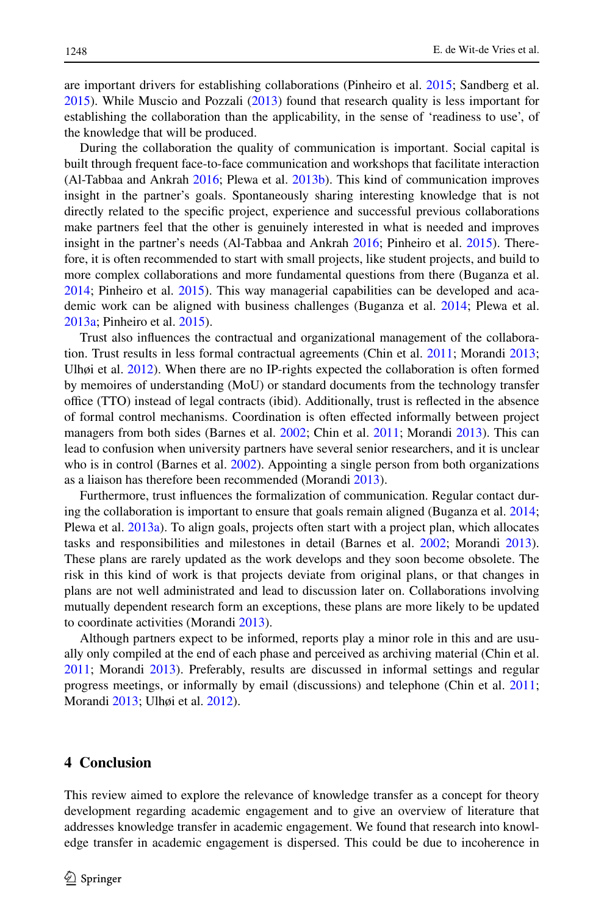are important drivers for establishing collaborations (Pinheiro et al. 2015; Sandberg et al. 2015). While Muscio and Pozzali (2013) found that research quality is less important for establishing the collaboration than the applicability, in the sense of 'readiness to use', of the knowledge that will be produced.

During the collaboration the quality of communication is important. Social capital is built through frequent face-to-face communication and workshops that facilitate interaction (Al-Tabbaa and Ankrah 2016; Plewa et al. 2013b). This kind of communication improves insight in the partner's goals. Spontaneously sharing interesting knowledge that is not directly related to the specific project, experience and successful previous collaborations make partners feel that the other is genuinely interested in what is needed and improves insight in the partner's needs (Al-Tabbaa and Ankrah 2016; Pinheiro et al. 2015). Therefore, it is often recommended to start with small projects, like student projects, and build to more complex collaborations and more fundamental questions from there (Buganza et al. 2014; Pinheiro et al. 2015). This way managerial capabilities can be developed and academic work can be aligned with business challenges (Buganza et al. 2014; Plewa et al. 2013a; Pinheiro et al. 2015).

Trust also influences the contractual and organizational management of the collaboration. Trust results in less formal contractual agreements (Chin et al. 2011; Morandi 2013; Ulhøi et al. 2012). When there are no IP-rights expected the collaboration is often formed by memoires of understanding (MoU) or standard documents from the technology transfer office (TTO) instead of legal contracts (ibid). Additionally, trust is reflected in the absence of formal control mechanisms. Coordination is often effected informally between project managers from both sides (Barnes et al. 2002; Chin et al. 2011; Morandi 2013). This can lead to confusion when university partners have several senior researchers, and it is unclear who is in control (Barnes et al. 2002). Appointing a single person from both organizations as a liaison has therefore been recommended (Morandi 2013).

Furthermore, trust influences the formalization of communication. Regular contact during the collaboration is important to ensure that goals remain aligned (Buganza et al. 2014; Plewa et al. 2013a). To align goals, projects often start with a project plan, which allocates tasks and responsibilities and milestones in detail (Barnes et al. 2002; Morandi 2013). These plans are rarely updated as the work develops and they soon become obsolete. The risk in this kind of work is that projects deviate from original plans, or that changes in plans are not well administrated and lead to discussion later on. Collaborations involving mutually dependent research form an exceptions, these plans are more likely to be updated to coordinate activities (Morandi 2013).

Although partners expect to be informed, reports play a minor role in this and are usually only compiled at the end of each phase and perceived as archiving material (Chin et al. 2011; Morandi 2013). Preferably, results are discussed in informal settings and regular progress meetings, or informally by email (discussions) and telephone (Chin et al. 2011; Morandi 2013; Ulhøi et al. 2012).

## 4 Conclusion

This review aimed to explore the relevance of knowledge transfer as a concept for theory development regarding academic engagement and to give an overview of literature that addresses knowledge transfer in academic engagement. We found that research into knowledge transfer in academic engagement is dispersed. This could be due to incoherence in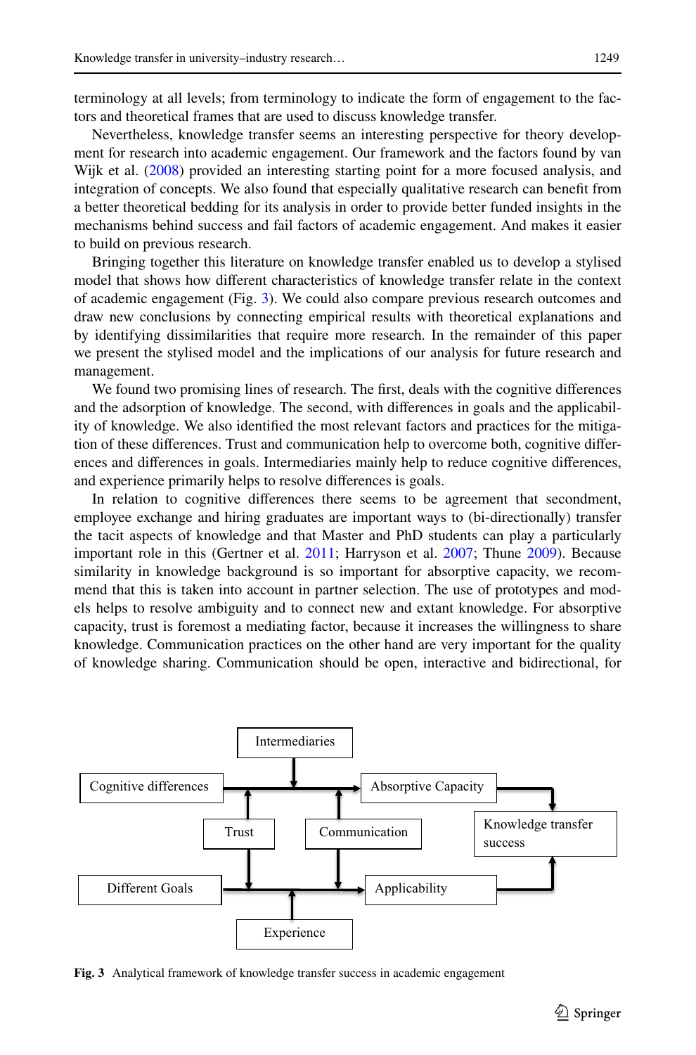terminology at all levels; from terminology to indicate the form of engagement to the factors and theoretical frames that are used to discuss knowledge transfer.

Nevertheless, knowledge transfer seems an interesting perspective for theory development for research into academic engagement. Our framework and the factors found by van Wijk et al. (2008) provided an interesting starting point for a more focused analysis, and integration of concepts. We also found that especially qualitative research can benefit from a better theoretical bedding for its analysis in order to provide better funded insights in the mechanisms behind success and fail factors of academic engagement. And makes it easier to build on previous research.

Bringing together this literature on knowledge transfer enabled us to develop a stylised model that shows how different characteristics of knowledge transfer relate in the context of academic engagement (Fig. 3). We could also compare previous research outcomes and draw new conclusions by connecting empirical results with theoretical explanations and by identifying dissimilarities that require more research. In the remainder of this paper we present the stylised model and the implications of our analysis for future research and management.

We found two promising lines of research. The first, deals with the cognitive differences and the adsorption of knowledge. The second, with differences in goals and the applicability of knowledge. We also identified the most relevant factors and practices for the mitigation of these differences. Trust and communication help to overcome both, cognitive differences and differences in goals. Intermediaries mainly help to reduce cognitive differences, and experience primarily helps to resolve differences is goals.

In relation to cognitive differences there seems to be agreement that secondment, employee exchange and hiring graduates are important ways to (bi-directionally) transfer the tacit aspects of knowledge and that Master and PhD students can play a particularly important role in this (Gertner et al. 2011; Harryson et al. 2007; Thune 2009). Because similarity in knowledge background is so important for absorptive capacity, we recommend that this is taken into account in partner selection. The use of prototypes and models helps to resolve ambiguity and to connect new and extant knowledge. For absorptive capacity, trust is foremost a mediating factor, because it increases the willingness to share knowledge. Communication practices on the other hand are very important for the quality of knowledge sharing. Communication should be open, interactive and bidirectional, for

Intermediaries

Cognitive differences

Absorptive Capacity

Trust

Communication

Knowledge transfer success

Different Goals

Applicability

Experience

**Fig. 3** Analytical framework of knowledge transfer success in academic engagement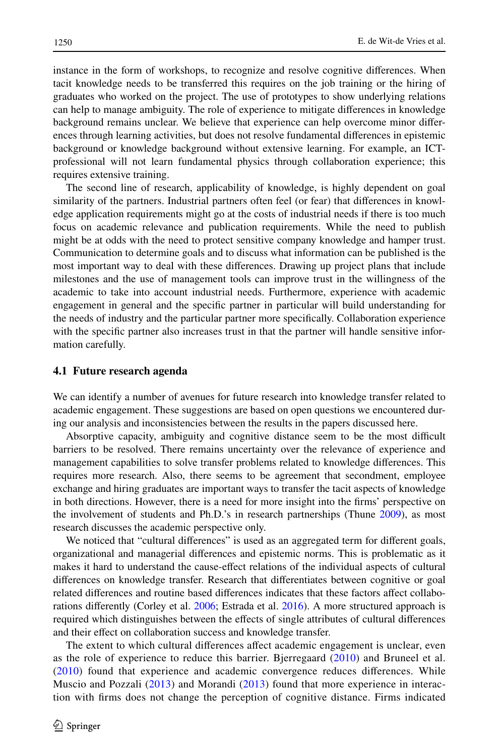instance in the form of workshops, to recognize and resolve cognitive differences. When tacit knowledge needs to be transferred this requires on the job training or the hiring of graduates who worked on the project. The use of prototypes to show underlying relations can help to manage ambiguity. The role of experience to mitigate differences in knowledge background remains unclear. We believe that experience can help overcome minor differences through learning activities, but does not resolve fundamental differences in epistemic background or knowledge background without extensive learning. For example, an ICT-professional will not learn fundamental physics through collaboration experience; this requires extensive training.

The second line of research, applicability of knowledge, is highly dependent on goal similarity of the partners. Industrial partners often feel (or fear) that differences in knowledge application requirements might go at the costs of industrial needs if there is too much focus on academic relevance and publication requirements. While the need to publish might be at odds with the need to protect sensitive company knowledge and hamper trust. Communication to determine goals and to discuss what information can be published is the most important way to deal with these differences. Drawing up project plans that include milestones and the use of management tools can improve trust in the willingness of the academic to take into account industrial needs. Furthermore, experience with academic engagement in general and the specific partner in particular will build understanding for the needs of industry and the particular partner more specifically. Collaboration experience with the specific partner also increases trust in that the partner will handle sensitive information carefully.

### 4.1 Future research agenda

We can identify a number of avenues for future research into knowledge transfer related to academic engagement. These suggestions are based on open questions we encountered during our analysis and inconsistencies between the results in the papers discussed here.

Absorptive capacity, ambiguity and cognitive distance seem to be the most difficult barriers to be resolved. There remains uncertainty over the relevance of experience and management capabilities to solve transfer problems related to knowledge differences. This requires more research. Also, there seems to be agreement that secondment, employee exchange and hiring graduates are important ways to transfer the tacit aspects of knowledge in both directions. However, there is a need for more insight into the firms' perspective on the involvement of students and Ph.D.'s in research partnerships (Thune 2009), as most research discusses the academic perspective only.

We noticed that "cultural differences" is used as an aggregated term for different goals, organizational and managerial differences and epistemic norms. This is problematic as it makes it hard to understand the cause-effect relations of the individual aspects of cultural differences on knowledge transfer. Research that differentiates between cognitive or goal related differences and routine based differences indicates that these factors affect collaborations differently (Corley et al. 2006; Estrada et al. 2016). A more structured approach is required which distinguishes between the effects of single attributes of cultural differences and their effect on collaboration success and knowledge transfer.

The extent to which cultural differences affect academic engagement is unclear, even as the role of experience to reduce this barrier. Bjerregaard (2010) and Bruneel et al. (2010) found that experience and academic convergence reduces differences. While Muscio and Pozzali (2013) and Morandi (2013) found that more experience in interaction with firms does not change the perception of cognitive distance. Firms indicated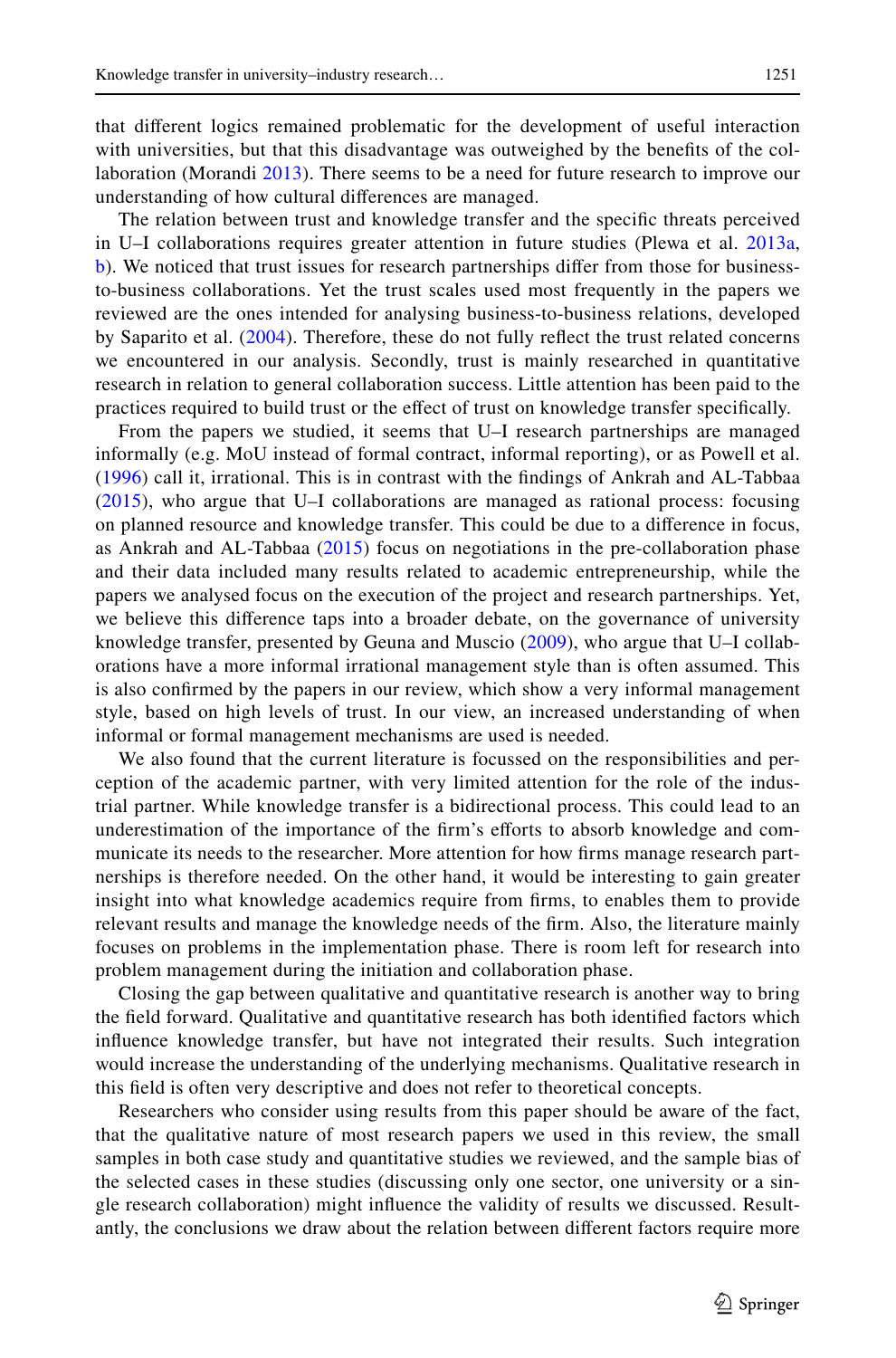that different logics remained problematic for the development of useful interaction with universities, but that this disadvantage was outweighed by the benefits of the collaboration (Morandi 2013). There seems to be a need for future research to improve our understanding of how cultural differences are managed.

The relation between trust and knowledge transfer and the specific threats perceived in U–I collaborations requires greater attention in future studies (Plewa et al. 2013a, b). We noticed that trust issues for research partnerships differ from those for business-to-business collaborations. Yet the trust scales used most frequently in the papers we reviewed are the ones intended for analysing business-to-business relations, developed by Saparito et al. (2004). Therefore, these do not fully reflect the trust related concerns we encountered in our analysis. Secondly, trust is mainly researched in quantitative research in relation to general collaboration success. Little attention has been paid to the practices required to build trust or the effect of trust on knowledge transfer specifically.

From the papers we studied, it seems that U–I research partnerships are managed informally (e.g. MoU instead of formal contract, informal reporting), or as Powell et al. (1996) call it, irrational. This is in contrast with the findings of Ankrah and AL-Tabbaa (2015), who argue that U–I collaborations are managed as rational process: focusing on planned resource and knowledge transfer. This could be due to a difference in focus, as Ankrah and AL-Tabbaa (2015) focus on negotiations in the pre-collaboration phase and their data included many results related to academic entrepreneurship, while the papers we analysed focus on the execution of the project and research partnerships. Yet, we believe this difference taps into a broader debate, on the governance of university knowledge transfer, presented by Geuna and Muscio (2009), who argue that U–I collaborations have a more informal irrational management style than is often assumed. This is also confirmed by the papers in our review, which show a very informal management style, based on high levels of trust. In our view, an increased understanding of when informal or formal management mechanisms are used is needed.

We also found that the current literature is focussed on the responsibilities and perception of the academic partner, with very limited attention for the role of the industrial partner. While knowledge transfer is a bidirectional process. This could lead to an underestimation of the importance of the firm's efforts to absorb knowledge and communicate its needs to the researcher. More attention for how firms manage research partnerships is therefore needed. On the other hand, it would be interesting to gain greater insight into what knowledge academics require from firms, to enables them to provide relevant results and manage the knowledge needs of the firm. Also, the literature mainly focuses on problems in the implementation phase. There is room left for research into problem management during the initiation and collaboration phase.

Closing the gap between qualitative and quantitative research is another way to bring the field forward. Qualitative and quantitative research has both identified factors which influence knowledge transfer, but have not integrated their results. Such integration would increase the understanding of the underlying mechanisms. Qualitative research in this field is often very descriptive and does not refer to theoretical concepts.

Researchers who consider using results from this paper should be aware of the fact, that the qualitative nature of most research papers we used in this review, the small samples in both case study and quantitative studies we reviewed, and the sample bias of the selected cases in these studies (discussing only one sector, one university or a single research collaboration) might influence the validity of results we discussed. Resultantly, the conclusions we draw about the relation between different factors require more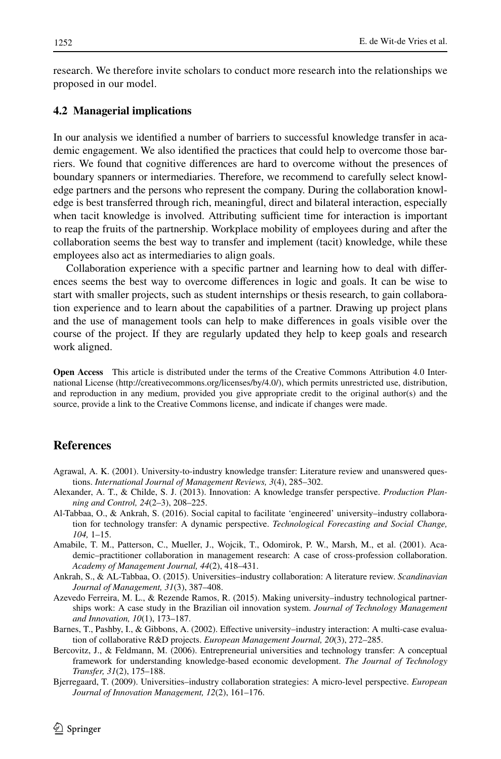research. We therefore invite scholars to conduct more research into the relationships we proposed in our model.

### 4.2 Managerial implications

In our analysis we identified a number of barriers to successful knowledge transfer in academic engagement. We also identified the practices that could help to overcome those barriers. We found that cognitive differences are hard to overcome without the presences of boundary spanners or intermediaries. Therefore, we recommend to carefully select knowledge partners and the persons who represent the company. During the collaboration knowledge is best transferred through rich, meaningful, direct and bilateral interaction, especially when tacit knowledge is involved. Attributing sufficient time for interaction is important to reap the fruits of the partnership. Workplace mobility of employees during and after the collaboration seems the best way to transfer and implement (tacit) knowledge, while these employees also act as intermediaries to align goals.

Collaboration experience with a specific partner and learning how to deal with differences seems the best way to overcome differences in logic and goals. It can be wise to start with smaller projects, such as student internships or thesis research, to gain collaboration experience and to learn about the capabilities of a partner. Drawing up project plans and the use of management tools can help to make differences in goals visible over the course of the project. If they are regularly updated they help to keep goals and research work aligned.

**Open Access** This article is distributed under the terms of the Creative Commons Attribution 4.0 International License (http://creativecommons.org/licenses/by/4.0/), which permits unrestricted use, distribution, and reproduction in any medium, provided you give appropriate credit to the original author(s) and the source, provide a link to the Creative Commons license, and indicate if changes were made.

## References

Agrawal, A. K. (2001). University-to-industry knowledge transfer: Literature review and unanswered questions. *International Journal of Management Reviews, 3*(4), 285–302.

Alexander, A. T., & Childe, S. J. (2013). Innovation: A knowledge transfer perspective. *Production Planning and Control, 24*(2–3), 208–225.

Al-Tabbaa, O., & Ankrah, S. (2016). Social capital to facilitate 'engineered' university–industry collaboration for technology transfer: A dynamic perspective. *Technological Forecasting and Social Change, 104,* 1–15.

Amabile, T. M., Patterson, C., Mueller, J., Wojcik, T., Odomirok, P. W., Marsh, M., et al. (2001). Academic–practitioner collaboration in management research: A case of cross-profession collaboration. *Academy of Management Journal, 44*(2), 418–431.

Ankrah, S., & AL-Tabbaa, O. (2015). Universities–industry collaboration: A literature review. *Scandinavian Journal of Management, 31*(3), 387–408.

Azevedo Ferreira, M. L., & Rezende Ramos, R. (2015). Making university–industry technological partnerships work: A case study in the Brazilian oil innovation system. *Journal of Technology Management and Innovation, 10*(1), 173–187.

Barnes, T., Pashby, I., & Gibbons, A. (2002). Effective university–industry interaction: A multi-case evaluation of collaborative R&D projects. *European Management Journal, 20*(3), 272–285.

Bercovitz, J., & Feldmann, M. (2006). Entrepreneurial universities and technology transfer: A conceptual framework for understanding knowledge-based economic development. *The Journal of Technology Transfer, 31*(2), 175–188.

Bjerregaard, T. (2009). Universities–industry collaboration strategies: A micro-level perspective. *European Journal of Innovation Management, 12*(2), 161–176.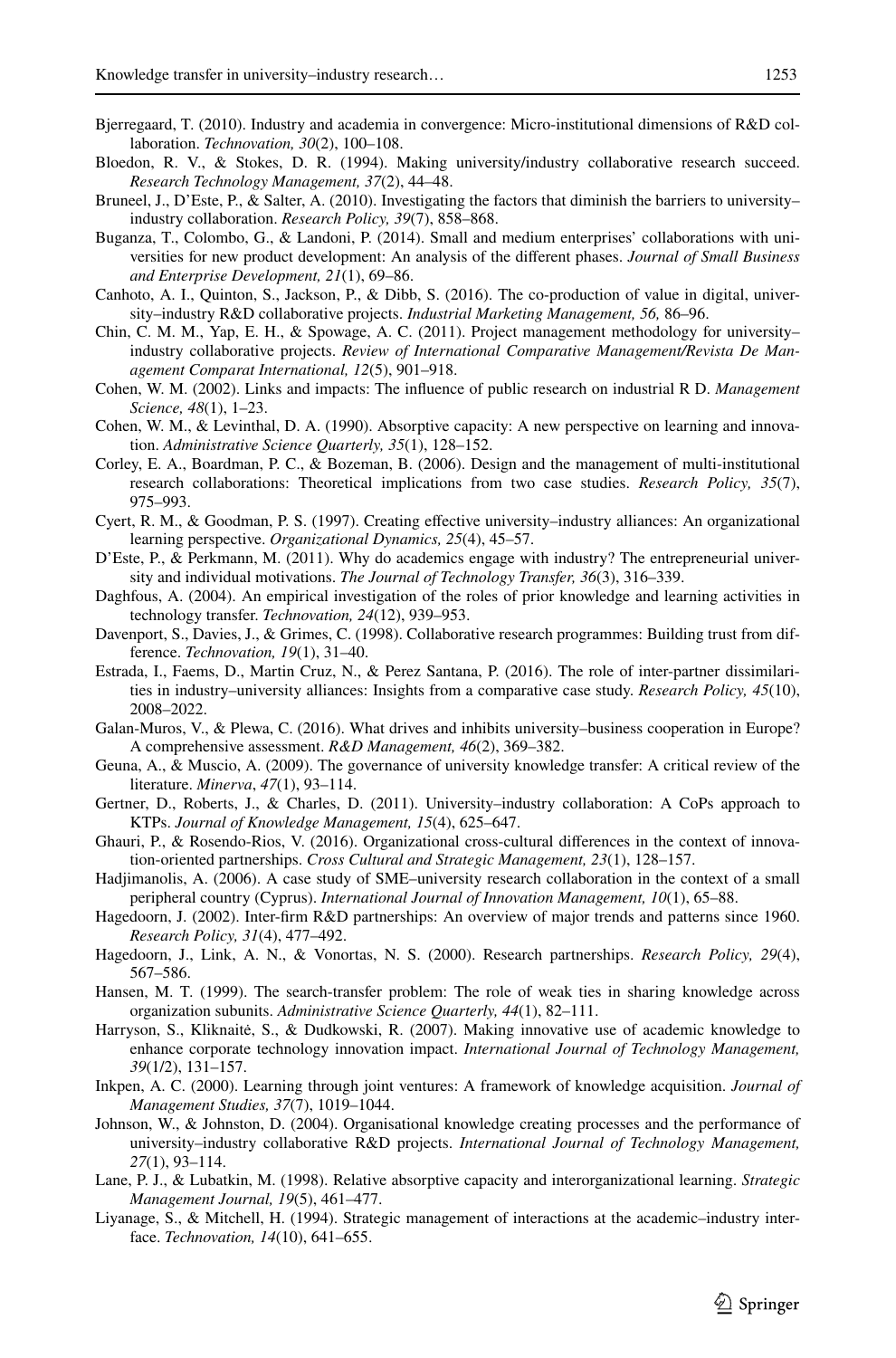Bjerregaard, T. (2010). Industry and academia in convergence: Micro-institutional dimensions of R&D collaboration. *Technovation, 30*(2), 100–108.

Bloedon, R. V., & Stokes, D. R. (1994). Making university/industry collaborative research succeed. *Research Technology Management, 37*(2), 44–48.

Bruneel, J., D'Este, P., & Salter, A. (2010). Investigating the factors that diminish the barriers to university–industry collaboration. *Research Policy, 39*(7), 858–868.

Buganza, T., Colombo, G., & Landoni, P. (2014). Small and medium enterprises' collaborations with universities for new product development: An analysis of the different phases. *Journal of Small Business and Enterprise Development, 21*(1), 69–86.

Canhoto, A. I., Quinton, S., Jackson, P., & Dibb, S. (2016). The co-production of value in digital, university–industry R&D collaborative projects. *Industrial Marketing Management, 56,* 86–96.

Chin, C. M. M., Yap, E. H., & Spowage, A. C. (2011). Project management methodology for university–industry collaborative projects. *Review of International Comparative Management/Revista De Management Comparat International, 12*(5), 901–918.

Cohen, W. M. (2002). Links and impacts: The influence of public research on industrial R D. *Management Science, 48*(1), 1–23.

Cohen, W. M., & Levinthal, D. A. (1990). Absorptive capacity: A new perspective on learning and innovation. *Administrative Science Quarterly, 35*(1), 128–152.

Corley, E. A., Boardman, P. C., & Bozeman, B. (2006). Design and the management of multi-institutional research collaborations: Theoretical implications from two case studies. *Research Policy, 35*(7), 975–993.

Cyert, R. M., & Goodman, P. S. (1997). Creating effective university–industry alliances: An organizational learning perspective. *Organizational Dynamics, 25*(4), 45–57.

D'Este, P., & Perkmann, M. (2011). Why do academics engage with industry? The entrepreneurial university and individual motivations. *The Journal of Technology Transfer, 36*(3), 316–339.

Daghfous, A. (2004). An empirical investigation of the roles of prior knowledge and learning activities in technology transfer. *Technovation, 24*(12), 939–953.

Davenport, S., Davies, J., & Grimes, C. (1998). Collaborative research programmes: Building trust from difference. *Technovation, 19*(1), 31–40.

Estrada, I., Faems, D., Martin Cruz, N., & Perez Santana, P. (2016). The role of inter-partner dissimilarities in industry–university alliances: Insights from a comparative case study. *Research Policy, 45*(10), 2008–2022.

Galan-Muros, V., & Plewa, C. (2016). What drives and inhibits university–business cooperation in Europe? A comprehensive assessment. *R&D Management, 46*(2), 369–382.

Geuna, A., & Muscio, A. (2009). The governance of university knowledge transfer: A critical review of the literature. *Minerva*, *47*(1), 93–114.

Gertner, D., Roberts, J., & Charles, D. (2011). University–industry collaboration: A CoPs approach to KTPs. *Journal of Knowledge Management, 15*(4), 625–647.

Ghauri, P., & Rosendo-Rios, V. (2016). Organizational cross-cultural differences in the context of innovation-oriented partnerships. *Cross Cultural and Strategic Management, 23*(1), 128–157.

Hadjimanolis, A. (2006). A case study of SME–university research collaboration in the context of a small peripheral country (Cyprus). *International Journal of Innovation Management, 10*(1), 65–88.

Hagedoorn, J. (2002). Inter-firm R&D partnerships: An overview of major trends and patterns since 1960. *Research Policy, 31*(4), 477–492.

Hagedoorn, J., Link, A. N., & Vonortas, N. S. (2000). Research partnerships. *Research Policy, 29*(4), 567–586.

Hansen, M. T. (1999). The search-transfer problem: The role of weak ties in sharing knowledge across organization subunits. *Administrative Science Quarterly, 44*(1), 82–111.

Harryson, S., Kliknaitė, S., & Dudkowski, R. (2007). Making innovative use of academic knowledge to enhance corporate technology innovation impact. *International Journal of Technology Management, 39*(1/2), 131–157.

Inkpen, A. C. (2000). Learning through joint ventures: A framework of knowledge acquisition. *Journal of Management Studies, 37*(7), 1019–1044.

Johnson, W., & Johnston, D. (2004). Organisational knowledge creating processes and the performance of university–industry collaborative R&D projects. *International Journal of Technology Management, 27*(1), 93–114.

Lane, P. J., & Lubatkin, M. (1998). Relative absorptive capacity and interorganizational learning. *Strategic Management Journal, 19*(5), 461–477.

Liyanage, S., & Mitchell, H. (1994). Strategic management of interactions at the academic–industry interface. *Technovation, 14*(10), 641–655.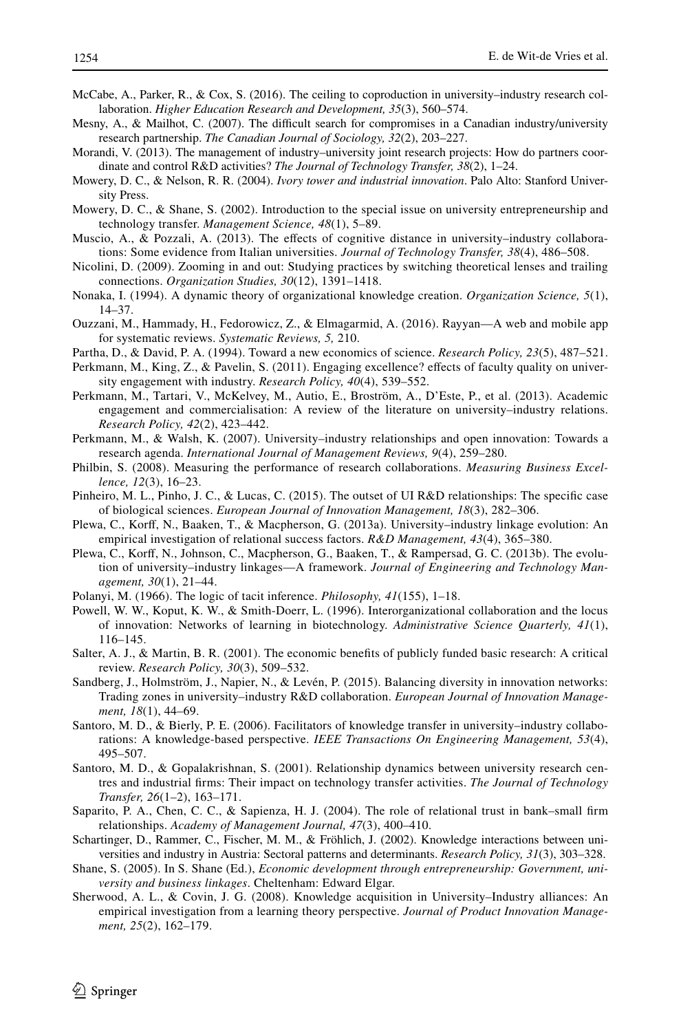McCabe, A., Parker, R., & Cox, S. (2016). The ceiling to coproduction in university–industry research collaboration. *Higher Education Research and Development, 35*(3), 560–574.

Mesny, A., & Mailhot, C. (2007). The difficult search for compromises in a Canadian industry/university research partnership. *The Canadian Journal of Sociology, 32*(2), 203–227.

Morandi, V. (2013). The management of industry–university joint research projects: How do partners coordinate and control R&D activities? *The Journal of Technology Transfer, 38*(2), 1–24.

Mowery, D. C., & Nelson, R. R. (2004). *Ivory tower and industrial innovation*. Palo Alto: Stanford University Press.

Mowery, D. C., & Shane, S. (2002). Introduction to the special issue on university entrepreneurship and technology transfer. *Management Science, 48*(1), 5–89.

Muscio, A., & Pozzali, A. (2013). The effects of cognitive distance in university–industry collaborations: Some evidence from Italian universities. *Journal of Technology Transfer, 38*(4), 486–508.

Nicolini, D. (2009). Zooming in and out: Studying practices by switching theoretical lenses and trailing connections. *Organization Studies, 30*(12), 1391–1418.

Nonaka, I. (1994). A dynamic theory of organizational knowledge creation. *Organization Science, 5*(1), 14–37.

Ouzzani, M., Hammady, H., Fedorowicz, Z., & Elmagarmid, A. (2016). Rayyan—A web and mobile app for systematic reviews. *Systematic Reviews, 5,* 210.

Partha, D., & David, P. A. (1994). Toward a new economics of science. *Research Policy, 23*(5), 487–521.

Perkmann, M., King, Z., & Pavelin, S. (2011). Engaging excellence? effects of faculty quality on university engagement with industry. *Research Policy, 40*(4), 539–552.

Perkmann, M., Tartari, V., McKelvey, M., Autio, E., Broström, A., D'Este, P., et al. (2013). Academic engagement and commercialisation: A review of the literature on university–industry relations. *Research Policy, 42*(2), 423–442.

Perkmann, M., & Walsh, K. (2007). University–industry relationships and open innovation: Towards a research agenda. *International Journal of Management Reviews, 9*(4), 259–280.

Philbin, S. (2008). Measuring the performance of research collaborations. *Measuring Business Excellence, 12*(3), 16–23.

Pinheiro, M. L., Pinho, J. C., & Lucas, C. (2015). The outset of UI R&D relationships: The specific case of biological sciences. *European Journal of Innovation Management, 18*(3), 282–306.

Plewa, C., Korff, N., Baaken, T., & Macpherson, G. (2013a). University–industry linkage evolution: An empirical investigation of relational success factors. *R&D Management, 43*(4), 365–380.

Plewa, C., Korff, N., Johnson, C., Macpherson, G., Baaken, T., & Rampersad, G. C. (2013b). The evolution of university–industry linkages—A framework. *Journal of Engineering and Technology Management, 30*(1), 21–44.

Polanyi, M. (1966). The logic of tacit inference. *Philosophy, 41*(155), 1–18.

Powell, W. W., Koput, K. W., & Smith-Doerr, L. (1996). Interorganizational collaboration and the locus of innovation: Networks of learning in biotechnology. *Administrative Science Quarterly, 41*(1), 116–145.

Salter, A. J., & Martin, B. R. (2001). The economic benefits of publicly funded basic research: A critical review. *Research Policy, 30*(3), 509–532.

Sandberg, J., Holmström, J., Napier, N., & Levén, P. (2015). Balancing diversity in innovation networks: Trading zones in university–industry R&D collaboration. *European Journal of Innovation Management, 18*(1), 44–69.

Santoro, M. D., & Bierly, P. E. (2006). Facilitators of knowledge transfer in university–industry collaborations: A knowledge-based perspective. *IEEE Transactions On Engineering Management, 53*(4), 495–507.

Santoro, M. D., & Gopalakrishnan, S. (2001). Relationship dynamics between university research centres and industrial firms: Their impact on technology transfer activities. *The Journal of Technology Transfer, 26*(1–2), 163–171.

Saparito, P. A., Chen, C. C., & Sapienza, H. J. (2004). The role of relational trust in bank–small firm relationships. *Academy of Management Journal, 47*(3), 400–410.

Schartinger, D., Rammer, C., Fischer, M. M., & Fröhlich, J. (2002). Knowledge interactions between universities and industry in Austria: Sectoral patterns and determinants. *Research Policy, 31*(3), 303–328.

Shane, S. (2005). In S. Shane (Ed.), *Economic development through entrepreneurship: Government, university and business linkages*. Cheltenham: Edward Elgar.

Sherwood, A. L., & Covin, J. G. (2008). Knowledge acquisition in University–Industry alliances: An empirical investigation from a learning theory perspective. *Journal of Product Innovation Management, 25*(2), 162–179.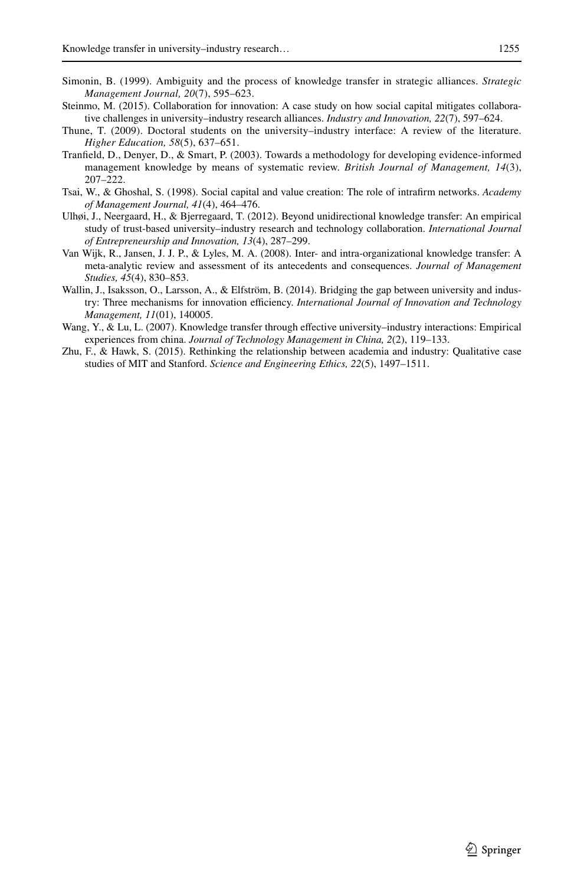Simonin, B. (1999). Ambiguity and the process of knowledge transfer in strategic alliances. *Strategic Management Journal, 20*(7), 595–623.

Steinmo, M. (2015). Collaboration for innovation: A case study on how social capital mitigates collaborative challenges in university–industry research alliances. *Industry and Innovation, 22*(7), 597–624.

Thune, T. (2009). Doctoral students on the university–industry interface: A review of the literature. *Higher Education, 58*(5), 637–651.

Tranfield, D., Denyer, D., & Smart, P. (2003). Towards a methodology for developing evidence-informed management knowledge by means of systematic review. *British Journal of Management, 14*(3), 207–222.

Tsai, W., & Ghoshal, S. (1998). Social capital and value creation: The role of intrafirm networks. *Academy of Management Journal, 41*(4), 464–476.

Ulhøi, J., Neergaard, H., & Bjerregaard, T. (2012). Beyond unidirectional knowledge transfer: An empirical study of trust-based university–industry research and technology collaboration. *International Journal of Entrepreneurship and Innovation, 13*(4), 287–299.

Van Wijk, R., Jansen, J. J. P., & Lyles, M. A. (2008). Inter- and intra-organizational knowledge transfer: A meta-analytic review and assessment of its antecedents and consequences. *Journal of Management Studies, 45*(4), 830–853.

Wallin, J., Isaksson, O., Larsson, A., & Elfström, B. (2014). Bridging the gap between university and industry: Three mechanisms for innovation efficiency. *International Journal of Innovation and Technology Management, 11*(01), 140005.

Wang, Y., & Lu, L. (2007). Knowledge transfer through effective university–industry interactions: Empirical experiences from china. *Journal of Technology Management in China, 2*(2), 119–133.

Zhu, F., & Hawk, S. (2015). Rethinking the relationship between academia and industry: Qualitative case studies of MIT and Stanford. *Science and Engineering Ethics, 22*(5), 1497–1511.